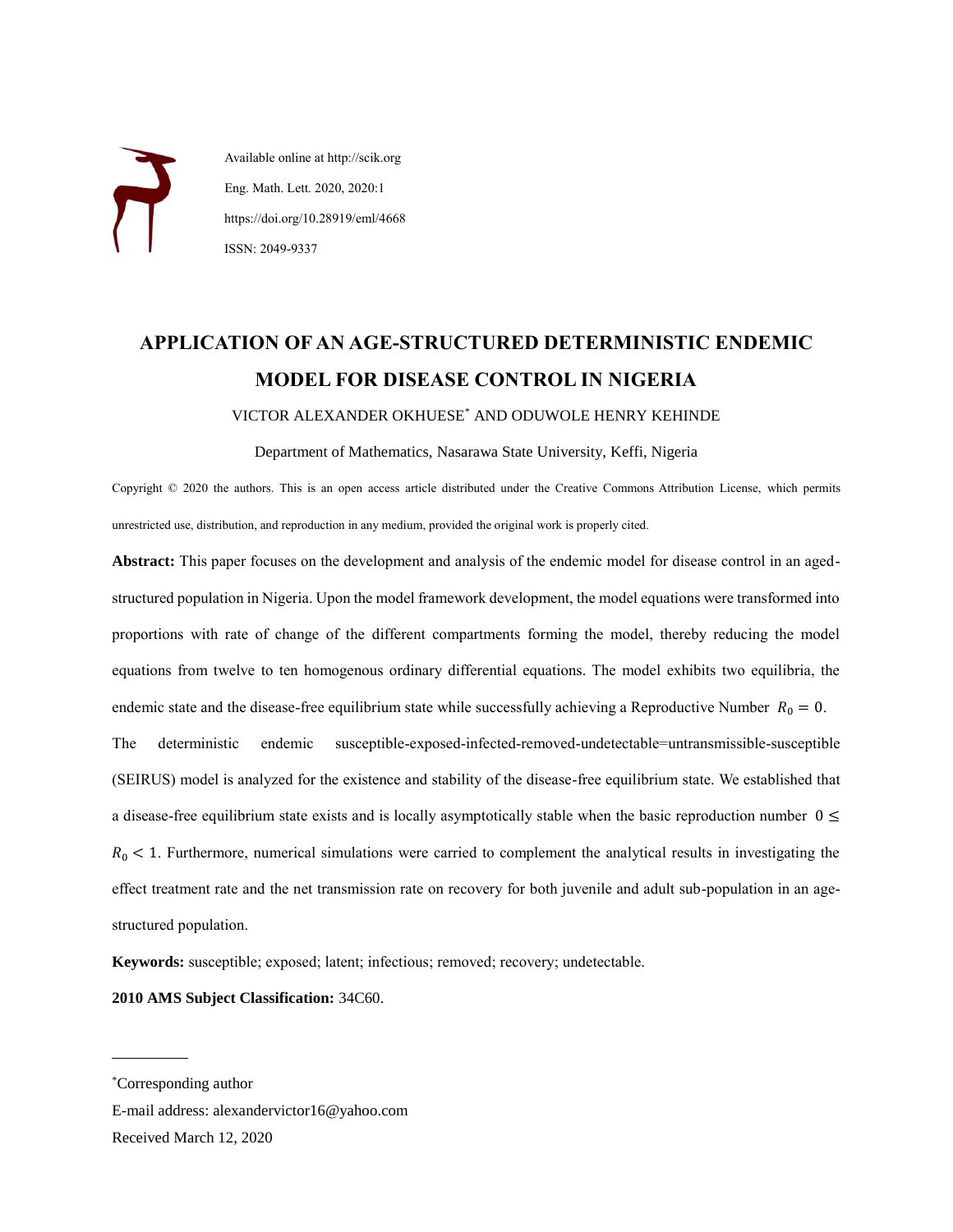Available online at http://scik.org

Eng. Math. Lett. 2020, 2020:1

https://doi.org/10.28919/eml/4668

ISSN: 2049-9337

# APPLICATION OF AN AGE-STRUCTURED DETERMINISTIC ENDEMIC MODEL FOR DISEASE CONTROL IN NIGERIA

VICTOR ALEXANDER OKHUESE* AND ODUWOLE HENRY KEHINDE

Department of Mathematics, Nasarawa State University, Keffi, Nigeria

Copyright © 2020 the authors. This is an open access article distributed under the Creative Commons Attribution License, which permits unrestricted use, distribution, and reproduction in any medium, provided the original work is properly cited.

**Abstract:** This paper focuses on the development and analysis of the endemic model for disease control in an aged-structured population in Nigeria. Upon the model framework development, the model equations were transformed into proportions with rate of change of the different compartments forming the model, thereby reducing the model equations from twelve to ten homogenous ordinary differential equations. The model exhibits two equilibria, the endemic state and the disease-free equilibrium state while successfully achieving a Reproductive Number $R_0 = 0$. The deterministic endemic susceptible-exposed-infected-removed-undetectable=untransmissible-susceptible (SEIRUS) model is analyzed for the existence and stability of the disease-free equilibrium state. We established that a disease-free equilibrium state exists and is locally asymptotically stable when the basic reproduction number $0 \leq R_0 < 1$. Furthermore, numerical simulations were carried to complement the analytical results in investigating the effect treatment rate and the net transmission rate on recovery for both juvenile and adult sub-population in an age-structured population.

**Keywords:** susceptible; exposed; latent; infectious; removed; recovery; undetectable.

**2010 AMS Subject Classification:** 34C60.

---

*Corresponding author

E-mail address: alexandervictor16@yahoo.com

Received March 12, 2020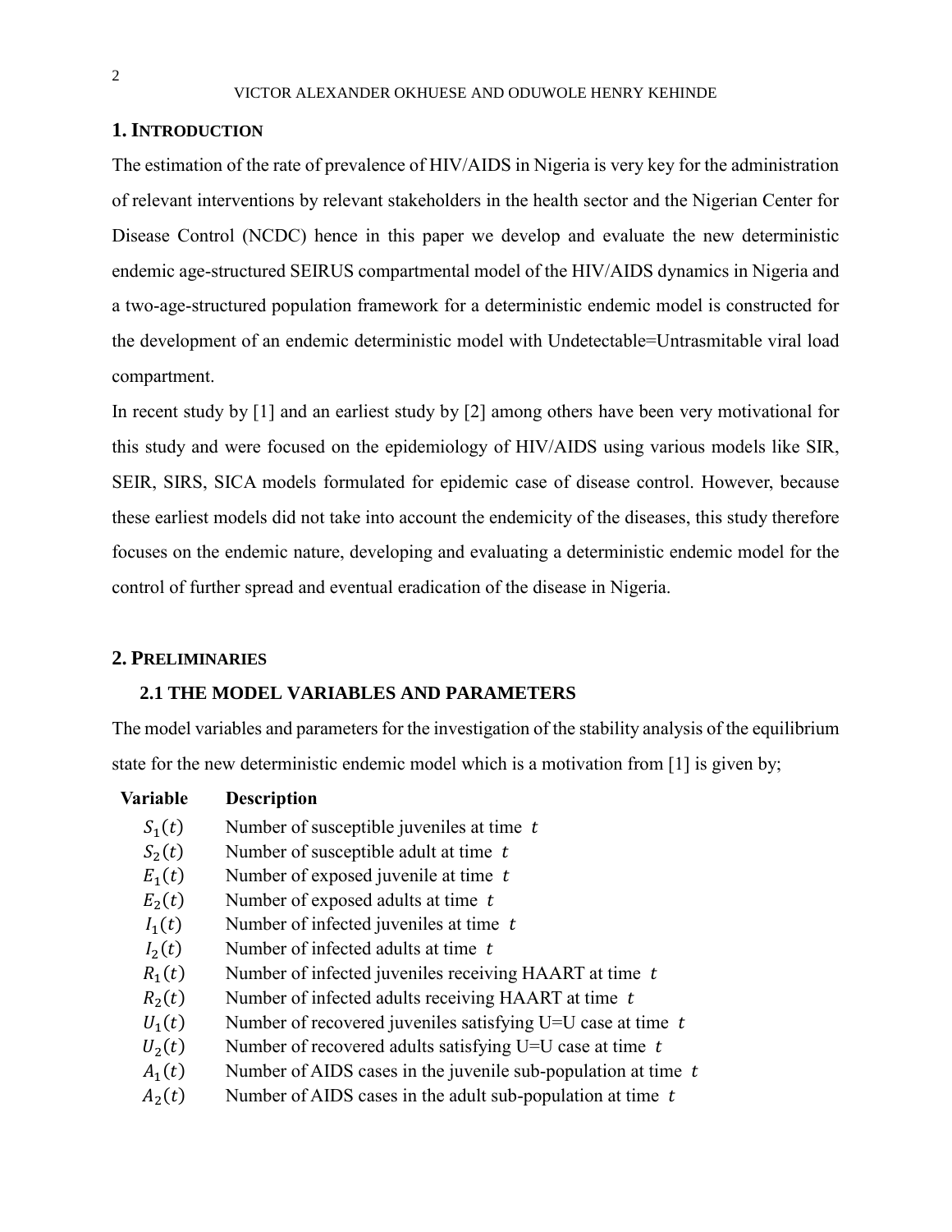## 1. Introduction

The estimation of the rate of prevalence of HIV/AIDS in Nigeria is very key for the administration of relevant interventions by relevant stakeholders in the health sector and the Nigerian Center for Disease Control (NCDC) hence in this paper we develop and evaluate the new deterministic endemic age-structured SEIRUS compartmental model of the HIV/AIDS dynamics in Nigeria and a two-age-structured population framework for a deterministic endemic model is constructed for the development of an endemic deterministic model with Undetectable=Untrasmitable viral load compartment.

In recent study by [1] and an earliest study by [2] among others have been very motivational for this study and were focused on the epidemiology of HIV/AIDS using various models like SIR, SEIR, SIRS, SICA models formulated for epidemic case of disease control. However, because these earliest models did not take into account the endemicity of the diseases, this study therefore focuses on the endemic nature, developing and evaluating a deterministic endemic model for the control of further spread and eventual eradication of the disease in Nigeria.

## 2. Preliminaries

### 2.1 The Model Variables and Parameters

The model variables and parameters for the investigation of the stability analysis of the equilibrium state for the new deterministic endemic model which is a motivation from [1] is given by;

| Variable | Description |
|---|---|
| $S_1(t)$ | Number of susceptible juveniles at time $t$ |
| $S_2(t)$ | Number of susceptible adult at time $t$ |
| $E_1(t)$ | Number of exposed juvenile at time $t$ |
| $E_2(t)$ | Number of exposed adults at time $t$ |
| $I_1(t)$ | Number of infected juveniles at time $t$ |
| $I_2(t)$ | Number of infected adults at time $t$ |
| $R_1(t)$ | Number of infected juveniles receiving HAART at time $t$ |
| $R_2(t)$ | Number of infected adults receiving HAART at time $t$ |
| $U_1(t)$ | Number of recovered juveniles satisfying U=U case at time $t$ |
| $U_2(t)$ | Number of recovered adults satisfying U=U case at time $t$ |
| $A_1(t)$ | Number of AIDS cases in the juvenile sub-population at time $t$ |
| $A_2(t)$ | Number of AIDS cases in the adult sub-population at time $t$ |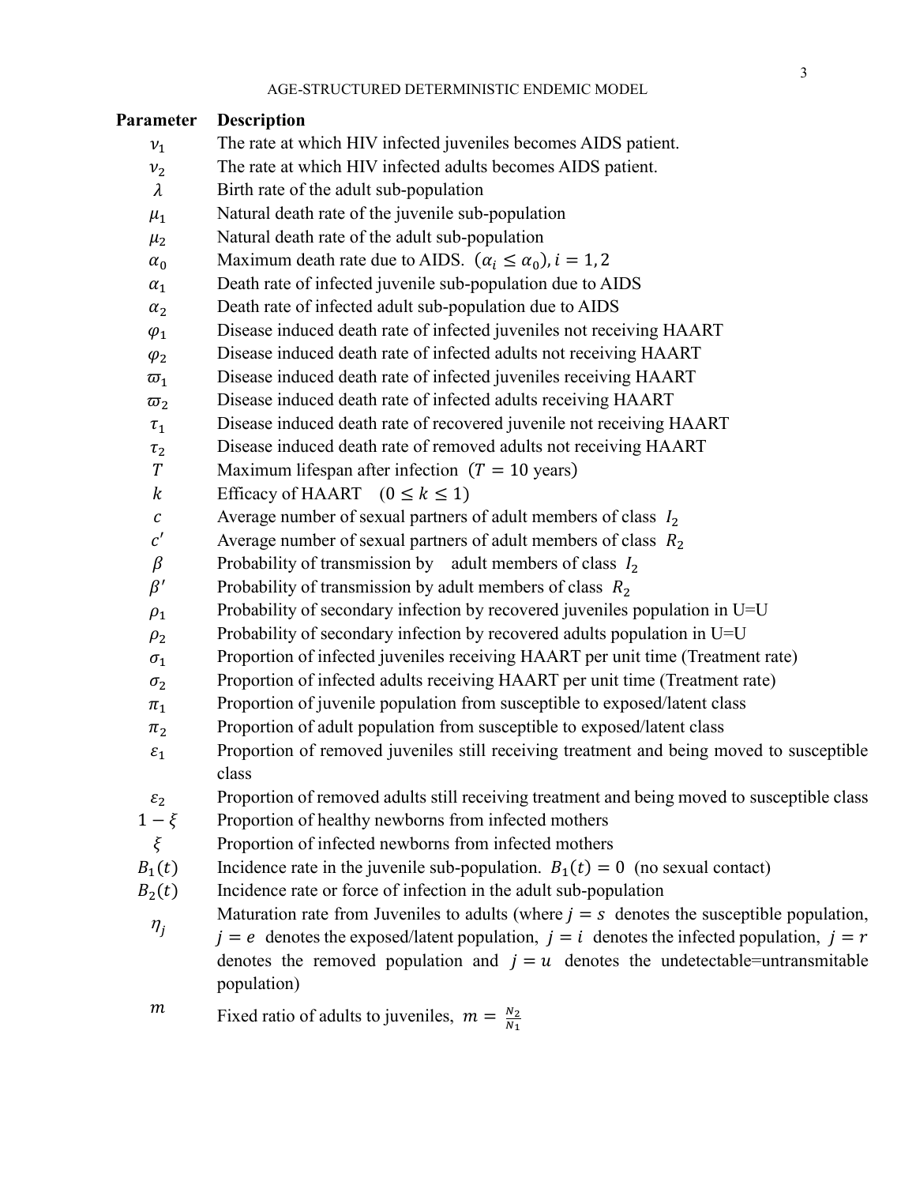| Parameter | Description |
|---|---|
| $\nu_1$ | The rate at which HIV infected juveniles becomes AIDS patient. |
| $\nu_2$ | The rate at which HIV infected adults becomes AIDS patient. |
| $\lambda$ | Birth rate of the adult sub-population |
| $\mu_1$ | Natural death rate of the juvenile sub-population |
| $\mu_2$ | Natural death rate of the adult sub-population |
| $\alpha_0$ | Maximum death rate due to AIDS. $(\alpha_i \leq \alpha_0), i = 1, 2$ |
| $\alpha_1$ | Death rate of infected juvenile sub-population due to AIDS |
| $\alpha_2$ | Death rate of infected adult sub-population due to AIDS |
| $\varphi_1$ | Disease induced death rate of infected juveniles not receiving HAART |
| $\varphi_2$ | Disease induced death rate of infected adults not receiving HAART |
| $\varpi_1$ | Disease induced death rate of infected juveniles receiving HAART |
| $\varpi_2$ | Disease induced death rate of infected adults receiving HAART |
| $\tau_1$ | Disease induced death rate of recovered juvenile not receiving HAART |
| $\tau_2$ | Disease induced death rate of removed adults not receiving HAART |
| $T$ | Maximum lifespan after infection $(T = 10$ years$)$ |
| $k$ | Efficacy of HAART $(0 \leq k \leq 1)$ |
| $c$ | Average number of sexual partners of adult members of class $I_2$ |
| $c'$ | Average number of sexual partners of adult members of class $R_2$ |
| $\beta$ | Probability of transmission by adult members of class $I_2$ |
| $\beta'$ | Probability of transmission by adult members of class $R_2$ |
| $\rho_1$ | Probability of secondary infection by recovered juveniles population in U=U |
| $\rho_2$ | Probability of secondary infection by recovered adults population in U=U |
| $\sigma_1$ | Proportion of infected juveniles receiving HAART per unit time (Treatment rate) |
| $\sigma_2$ | Proportion of infected adults receiving HAART per unit time (Treatment rate) |
| $\pi_1$ | Proportion of juvenile population from susceptible to exposed/latent class |
| $\pi_2$ | Proportion of adult population from susceptible to exposed/latent class |
| $\varepsilon_1$ | Proportion of removed juveniles still receiving treatment and being moved to susceptible class |
| $\varepsilon_2$ | Proportion of removed adults still receiving treatment and being moved to susceptible class |
| $1 - \xi$ | Proportion of healthy newborns from infected mothers |
| $\xi$ | Proportion of infected newborns from infected mothers |
| $B_1(t)$ | Incidence rate in the juvenile sub-population. $B_1(t) = 0$ (no sexual contact) |
| $B_2(t)$ | Incidence rate or force of infection in the adult sub-population |
| $\eta_j$ | Maturation rate from Juveniles to adults (where $j = s$ denotes the susceptible population, $j = e$ denotes the exposed/latent population, $j = i$ denotes the infected population, $j = r$ denotes the removed population and $j = u$ denotes the undetectable=untransmitable population) |
| $m$ | Fixed ratio of adults to juveniles, $m = \frac{N_2}{N_1}$ |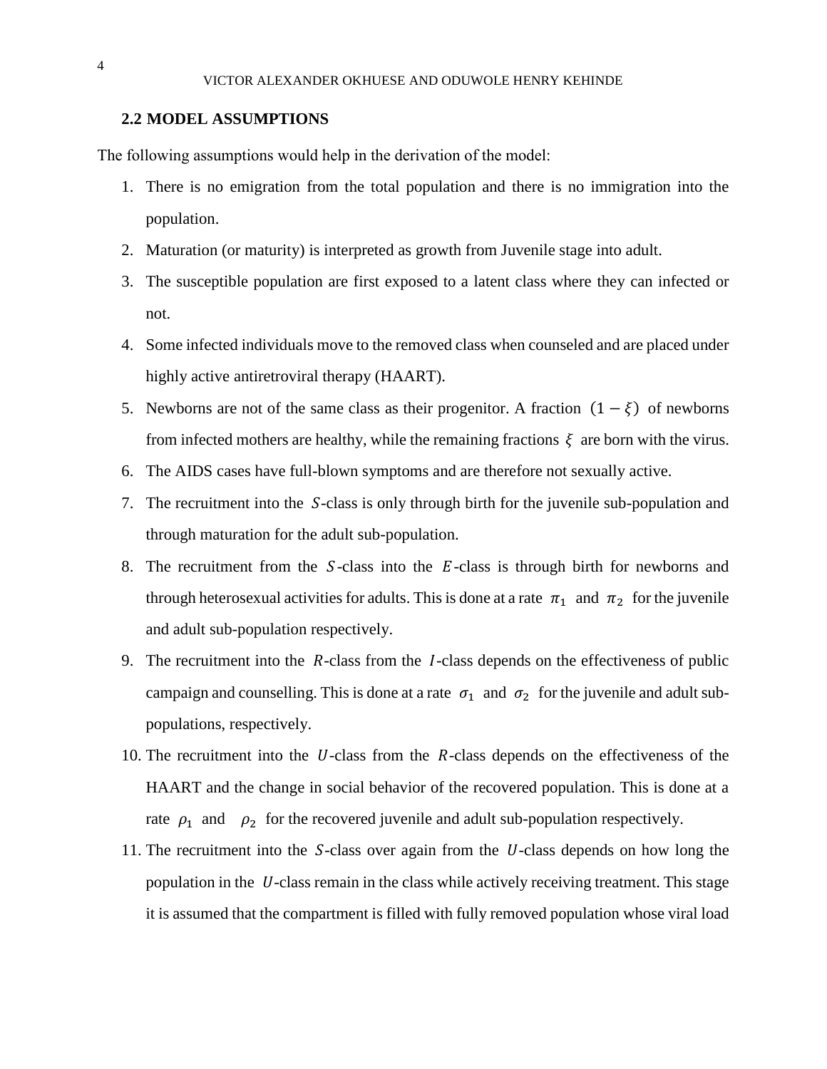### 2.2 MODEL ASSUMPTIONS

The following assumptions would help in the derivation of the model:

1. There is no emigration from the total population and there is no immigration into the population.
2. Maturation (or maturity) is interpreted as growth from Juvenile stage into adult.
3. The susceptible population are first exposed to a latent class where they can infected or not.
4. Some infected individuals move to the removed class when counseled and are placed under highly active antiretroviral therapy (HAART).
5. Newborns are not of the same class as their progenitor. A fraction $(1-\xi)$ of newborns from infected mothers are healthy, while the remaining fractions $\xi$ are born with the virus.
6. The AIDS cases have full-blown symptoms and are therefore not sexually active.
7. The recruitment into the $S$-class is only through birth for the juvenile sub-population and through maturation for the adult sub-population.
8. The recruitment from the $S$-class into the $E$-class is through birth for newborns and through heterosexual activities for adults. This is done at a rate $\pi_1$ and $\pi_2$ for the juvenile and adult sub-population respectively.
9. The recruitment into the $R$-class from the $I$-class depends on the effectiveness of public campaign and counselling. This is done at a rate $\sigma_1$ and $\sigma_2$ for the juvenile and adult sub-populations, respectively.
10. The recruitment into the $U$-class from the $R$-class depends on the effectiveness of the HAART and the change in social behavior of the recovered population. This is done at a rate $\rho_1$ and $\rho_2$ for the recovered juvenile and adult sub-population respectively.
11. The recruitment into the $S$-class over again from the $U$-class depends on how long the population in the $U$-class remain in the class while actively receiving treatment. This stage it is assumed that the compartment is filled with fully removed population whose viral load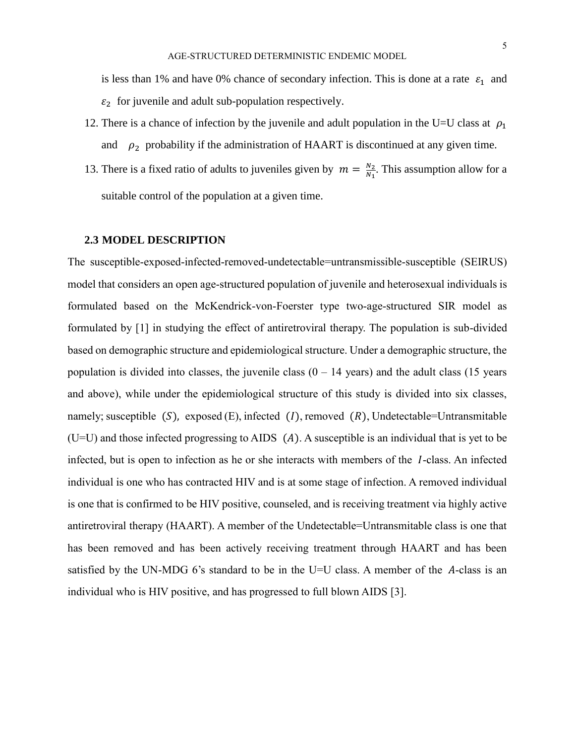is less than 1% and have 0% chance of secondary infection. This is done at a rate $\varepsilon_1$ and $\varepsilon_2$ for juvenile and adult sub-population respectively.

12. There is a chance of infection by the juvenile and adult population in the U=U class at $\rho_1$ and $\rho_2$ probability if the administration of HAART is discontinued at any given time.
13. There is a fixed ratio of adults to juveniles given by $m = \frac{N_2}{N_1}$. This assumption allow for a suitable control of the population at a given time.

### 2.3 MODEL DESCRIPTION

The susceptible-exposed-infected-removed-undetectable=untransmissible-susceptible (SEIRUS) model that considers an open age-structured population of juvenile and heterosexual individuals is formulated based on the McKendrick-von-Foerster type two-age-structured SIR model as formulated by [1] in studying the effect of antiretroviral therapy. The population is sub-divided based on demographic structure and epidemiological structure. Under a demographic structure, the population is divided into classes, the juvenile class (0 – 14 years) and the adult class (15 years and above), while under the epidemiological structure of this study is divided into six classes, namely; susceptible $(S)$, exposed (E), infected $(I)$, removed $(R)$, Undetectable=Untransmitable (U=U) and those infected progressing to AIDS $(A)$. A susceptible is an individual that is yet to be infected, but is open to infection as he or she interacts with members of the $I$-class. An infected individual is one who has contracted HIV and is at some stage of infection. A removed individual is one that is confirmed to be HIV positive, counseled, and is receiving treatment via highly active antiretroviral therapy (HAART). A member of the Undetectable=Untransmitable class is one that has been removed and has been actively receiving treatment through HAART and has been satisfied by the UN-MDG 6's standard to be in the U=U class. A member of the $A$-class is an individual who is HIV positive, and has progressed to full blown AIDS [3].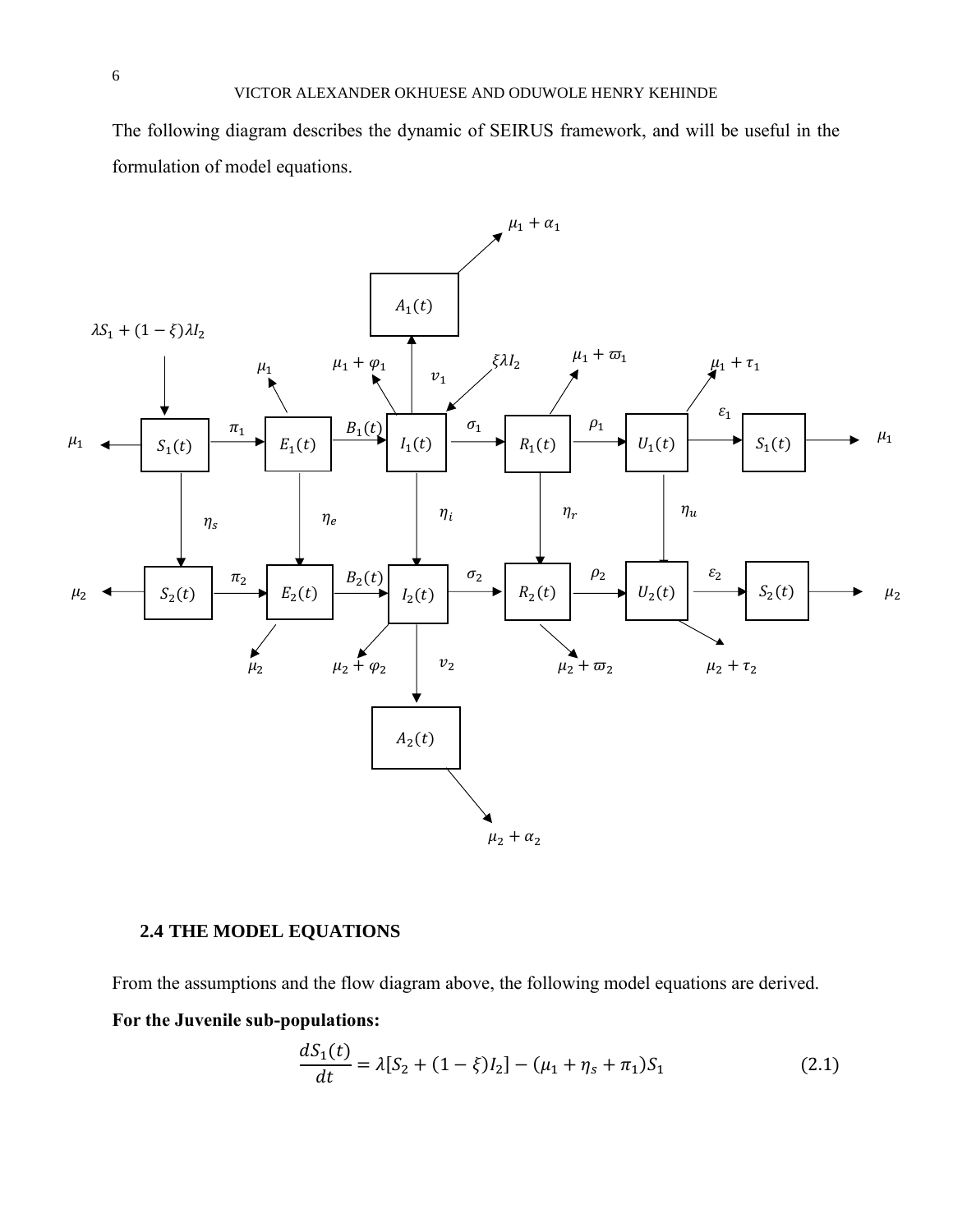The following diagram describes the dynamic of SEIRUS framework, and will be useful in the formulation of model equations.

## 2.4 THE MODEL EQUATIONS

From the assumptions and the flow diagram above, the following model equations are derived.

**For the Juvenile sub-populations:**

$$\frac{dS_1(t)}{dt} = \lambda[S_2 + (1-\xi)I_2] - (\mu_1 + \eta_s + \pi_1)S_1 \tag{2.1}$$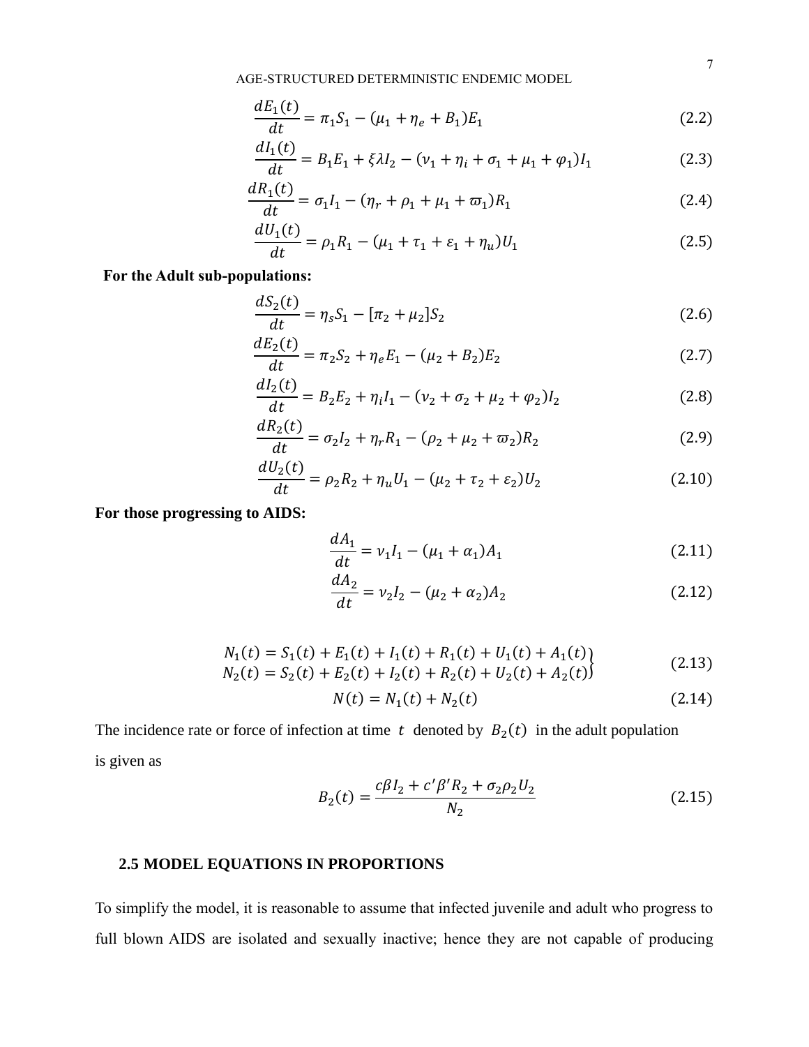$$\frac{dE_1(t)}{dt} = \pi_1 S_1 - (\mu_1 + \eta_e + B_1)E_1 \tag{2.2}$$

$$\frac{dI_1(t)}{dt} = B_1 E_1 + \xi \lambda I_2 - (\nu_1 + \eta_i + \sigma_1 + \mu_1 + \varphi_1)I_1 \tag{2.3}$$

$$\frac{dR_1(t)}{dt} = \sigma_1 I_1 - (\eta_r + \rho_1 + \mu_1 + \varpi_1)R_1 \tag{2.4}$$

$$\frac{dU_1(t)}{dt} = \rho_1 R_1 - (\mu_1 + \tau_1 + \varepsilon_1 + \eta_u)U_1 \tag{2.5}$$

**For the Adult sub-populations:**

$$\frac{dS_2(t)}{dt} = \eta_s S_1 - [\pi_2 + \mu_2]S_2 \tag{2.6}$$

$$\frac{dE_2(t)}{dt} = \pi_2 S_2 + \eta_e E_1 - (\mu_2 + B_2)E_2 \tag{2.7}$$

$$\frac{dI_2(t)}{dt} = B_2 E_2 + \eta_i I_1 - (\nu_2 + \sigma_2 + \mu_2 + \varphi_2)I_2 \tag{2.8}$$

$$\frac{dR_2(t)}{dt} = \sigma_2 I_2 + \eta_r R_1 - (\rho_2 + \mu_2 + \varpi_2)R_2 \tag{2.9}$$

$$\frac{dU_2(t)}{dt} = \rho_2 R_2 + \eta_u U_1 - (\mu_2 + \tau_2 + \varepsilon_2)U_2 \tag{2.10}$$

**For those progressing to AIDS:**

$$\frac{dA_1}{dt} = \nu_1 I_1 - (\mu_1 + \alpha_1)A_1 \tag{2.11}$$

$$\frac{dA_2}{dt} = \nu_2 I_2 - (\mu_2 + \alpha_2)A_2 \tag{2.12}$$

$$\left.\begin{aligned} N_1(t) &= S_1(t) + E_1(t) + I_1(t) + R_1(t) + U_1(t) + A_1(t) \\ N_2(t) &= S_2(t) + E_2(t) + I_2(t) + R_2(t) + U_2(t) + A_2(t) \end{aligned}\right\} \tag{2.13}$$

$$N(t) = N_1(t) + N_2(t) \tag{2.14}$$

The incidence rate or force of infection at time $t$ denoted by $B_2(t)$ in the adult population is given as

$$B_2(t) = \frac{c\beta I_2 + c'\beta' R_2 + \sigma_2 \rho_2 U_2}{N_2} \tag{2.15}$$

## 2.5 MODEL EQUATIONS IN PROPORTIONS

To simplify the model, it is reasonable to assume that infected juvenile and adult who progress to full blown AIDS are isolated and sexually inactive; hence they are not capable of producing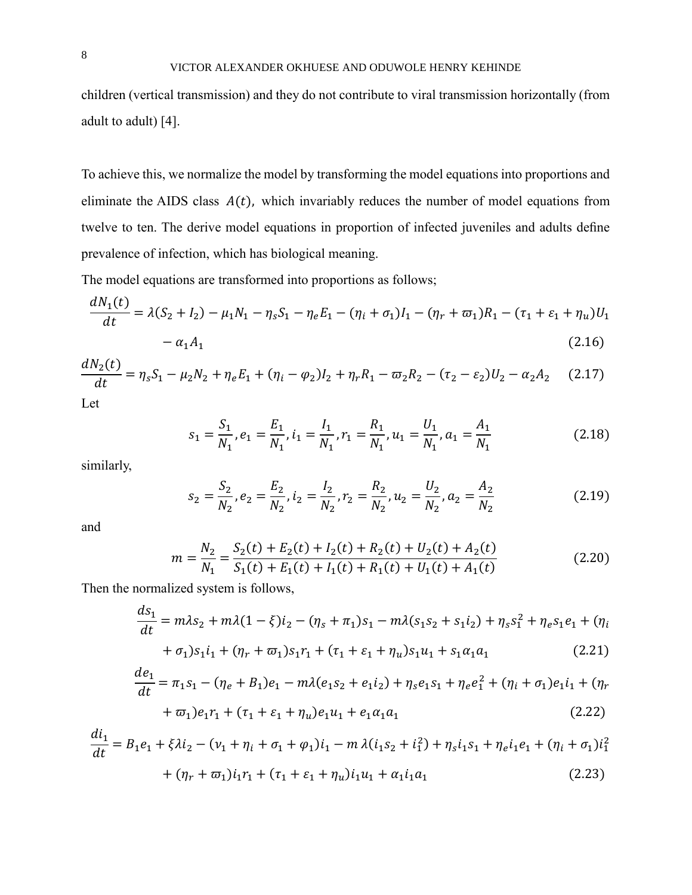children (vertical transmission) and they do not contribute to viral transmission horizontally (from adult to adult) [4].

To achieve this, we normalize the model by transforming the model equations into proportions and eliminate the AIDS class $A(t)$, which invariably reduces the number of model equations from twelve to ten. The derive model equations in proportion of infected juveniles and adults define prevalence of infection, which has biological meaning.

The model equations are transformed into proportions as follows;

$$\frac{dN_1(t)}{dt} = \lambda(S_2 + I_2) - \mu_1 N_1 - \eta_s S_1 - \eta_e E_1 - (\eta_i + \sigma_1)I_1 - (\eta_r + \varpi_1)R_1 - (\tau_1 + \varepsilon_1 + \eta_u)U_1 - \alpha_1 A_1 \tag{2.16}$$

$$\frac{dN_2(t)}{dt} = \eta_s S_1 - \mu_2 N_2 + \eta_e E_1 + (\eta_i - \varphi_2)I_2 + \eta_r R_1 - \varpi_2 R_2 - (\tau_2 - \varepsilon_2)U_2 - \alpha_2 A_2 \tag{2.17}$$

Let

$$s_1 = \frac{S_1}{N_1}, e_1 = \frac{E_1}{N_1}, i_1 = \frac{I_1}{N_1}, r_1 = \frac{R_1}{N_1}, u_1 = \frac{U_1}{N_1}, a_1 = \frac{A_1}{N_1} \tag{2.18}$$

similarly,

$$s_2 = \frac{S_2}{N_2}, e_2 = \frac{E_2}{N_2}, i_2 = \frac{I_2}{N_2}, r_2 = \frac{R_2}{N_2}, u_2 = \frac{U_2}{N_2}, a_2 = \frac{A_2}{N_2} \tag{2.19}$$

and

$$m = \frac{N_2}{N_1} = \frac{S_2(t) + E_2(t) + I_2(t) + R_2(t) + U_2(t) + A_2(t)}{S_1(t) + E_1(t) + I_1(t) + R_1(t) + U_1(t) + A_1(t)} \tag{2.20}$$

Then the normalized system is follows,

$$\frac{ds_1}{dt} = m\lambda s_2 + m\lambda(1-\xi)i_2 - (\eta_s + \pi_1)s_1 - m\lambda(s_1 s_2 + s_1 i_2) + \eta_s s_1^2 + \eta_e s_1 e_1 + (\eta_i + \sigma_1)s_1 i_1 + (\eta_r + \varpi_1)s_1 r_1 + (\tau_1 + \varepsilon_1 + \eta_u)s_1 u_1 + s_1 \alpha_1 a_1 \tag{2.21}$$

$$\frac{de_1}{dt} = \pi_1 s_1 - (\eta_e + B_1)e_1 - m\lambda(e_1 s_2 + e_1 i_2) + \eta_s e_1 s_1 + \eta_e e_1^2 + (\eta_i + \sigma_1)e_1 i_1 + (\eta_r + \varpi_1)e_1 r_1 + (\tau_1 + \varepsilon_1 + \eta_u)e_1 u_1 + e_1 \alpha_1 a_1 \tag{2.22}$$

$$\frac{di_1}{dt} = B_1 e_1 + \xi\lambda i_2 - (\nu_1 + \eta_i + \sigma_1 + \varphi_1)i_1 - m\,\lambda(i_1 s_2 + i_1^2) + \eta_s i_1 s_1 + \eta_e i_1 e_1 + (\eta_i + \sigma_1)i_1^2 + (\eta_r + \varpi_1)i_1 r_1 + (\tau_1 + \varepsilon_1 + \eta_u)i_1 u_1 + \alpha_1 i_1 a_1 \tag{2.23}$$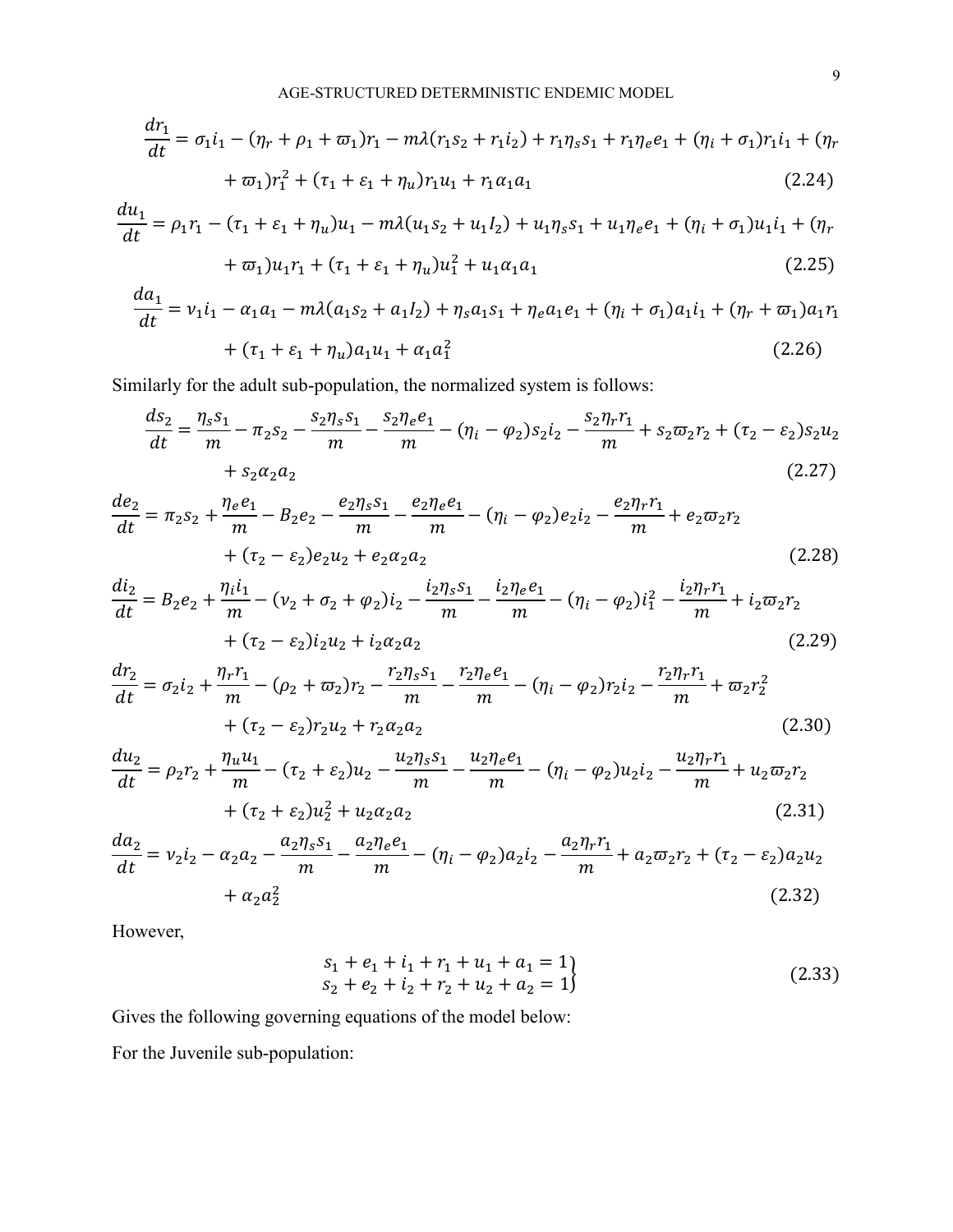$$\frac{dr_1}{dt} = \sigma_1 i_1 - (\eta_r + \rho_1 + \varpi_1) r_1 - m\lambda(r_1 s_2 + r_1 i_2) + r_1 \eta_s s_1 + r_1 \eta_e e_1 + (\eta_i + \sigma_1) r_1 i_1 + (\eta_r + \varpi_1) r_1^2 + (\tau_1 + \varepsilon_1 + \eta_u) r_1 u_1 + r_1 \alpha_1 a_1 \tag{2.24}$$

$$\frac{du_1}{dt} = \rho_1 r_1 - (\tau_1 + \varepsilon_1 + \eta_u) u_1 - m\lambda(u_1 s_2 + u_1 I_2) + u_1 \eta_s s_1 + u_1 \eta_e e_1 + (\eta_i + \sigma_1) u_1 i_1 + (\eta_r + \varpi_1) u_1 r_1 + (\tau_1 + \varepsilon_1 + \eta_u) u_1^2 + u_1 \alpha_1 a_1 \tag{2.25}$$

$$\frac{da_1}{dt} = \nu_1 i_1 - \alpha_1 a_1 - m\lambda(a_1 s_2 + a_1 I_2) + \eta_s a_1 s_1 + \eta_e a_1 e_1 + (\eta_i + \sigma_1) a_1 i_1 + (\eta_r + \varpi_1) a_1 r_1 + (\tau_1 + \varepsilon_1 + \eta_u) a_1 u_1 + \alpha_1 a_1^2 \tag{2.26}$$

Similarly for the adult sub-population, the normalized system is follows:

$$\frac{ds_2}{dt} = \frac{\eta_s s_1}{m} - \pi_2 s_2 - \frac{s_2 \eta_s s_1}{m} - \frac{s_2 \eta_e e_1}{m} - (\eta_i - \varphi_2) s_2 i_2 - \frac{s_2 \eta_r r_1}{m} + s_2 \varpi_2 r_2 + (\tau_2 - \varepsilon_2) s_2 u_2 + s_2 \alpha_2 a_2 \tag{2.27}$$

$$\frac{de_2}{dt} = \pi_2 s_2 + \frac{\eta_e e_1}{m} - B_2 e_2 - \frac{e_2 \eta_s s_1}{m} - \frac{e_2 \eta_e e_1}{m} - (\eta_i - \varphi_2) e_2 i_2 - \frac{e_2 \eta_r r_1}{m} + e_2 \varpi_2 r_2 + (\tau_2 - \varepsilon_2) e_2 u_2 + e_2 \alpha_2 a_2 \tag{2.28}$$

$$\frac{di_2}{dt} = B_2 e_2 + \frac{\eta_i i_1}{m} - (\nu_2 + \sigma_2 + \varphi_2) i_2 - \frac{i_2 \eta_s s_1}{m} - \frac{i_2 \eta_e e_1}{m} - (\eta_i - \varphi_2) i_1^2 - \frac{i_2 \eta_r r_1}{m} + i_2 \varpi_2 r_2 + (\tau_2 - \varepsilon_2) i_2 u_2 + i_2 \alpha_2 a_2 \tag{2.29}$$

$$\frac{dr_2}{dt} = \sigma_2 i_2 + \frac{\eta_r r_1}{m} - (\rho_2 + \varpi_2) r_2 - \frac{r_2 \eta_s s_1}{m} - \frac{r_2 \eta_e e_1}{m} - (\eta_i - \varphi_2) r_2 i_2 - \frac{r_2 \eta_r r_1}{m} + \varpi_2 r_2^2 + (\tau_2 - \varepsilon_2) r_2 u_2 + r_2 \alpha_2 a_2 \tag{2.30}$$

$$\frac{du_2}{dt} = \rho_2 r_2 + \frac{\eta_u u_1}{m} - (\tau_2 + \varepsilon_2) u_2 - \frac{u_2 \eta_s s_1}{m} - \frac{u_2 \eta_e e_1}{m} - (\eta_i - \varphi_2) u_2 i_2 - \frac{u_2 \eta_r r_1}{m} + u_2 \varpi_2 r_2 + (\tau_2 + \varepsilon_2) u_2^2 + u_2 \alpha_2 a_2 \tag{2.31}$$

$$\frac{da_2}{dt} = \nu_2 i_2 - \alpha_2 a_2 - \frac{a_2 \eta_s s_1}{m} - \frac{a_2 \eta_e e_1}{m} - (\eta_i - \varphi_2) a_2 i_2 - \frac{a_2 \eta_r r_1}{m} + a_2 \varpi_2 r_2 + (\tau_2 - \varepsilon_2) a_2 u_2 + \alpha_2 a_2^2 \tag{2.32}$$

However,

$$\left.\begin{aligned} s_1 + e_1 + i_1 + r_1 + u_1 + a_1 = 1 \\ s_2 + e_2 + i_2 + r_2 + u_2 + a_2 = 1 \end{aligned}\right\} \tag{2.33}$$

Gives the following governing equations of the model below:

For the Juvenile sub-population: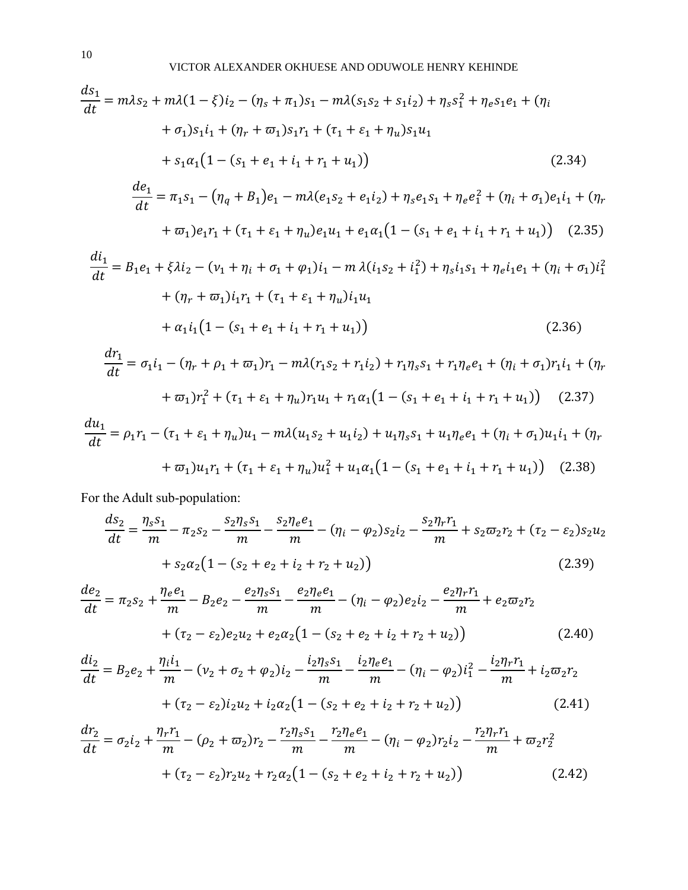$$\frac{ds_1}{dt} = m\lambda s_2 + m\lambda(1-\xi)i_2 - (\eta_s + \pi_1)s_1 - m\lambda(s_1 s_2 + s_1 i_2) + \eta_s s_1^2 + \eta_e s_1 e_1 + (\eta_i + \sigma_1)s_1 i_1 + (\eta_r + \varpi_1)s_1 r_1 + (\tau_1 + \varepsilon_1 + \eta_u)s_1 u_1 + s_1\alpha_1\big(1 - (s_1 + e_1 + i_1 + r_1 + u_1)\big) \tag{2.34}$$

$$\frac{de_1}{dt} = \pi_1 s_1 - (\eta_q + B_1)e_1 - m\lambda(e_1 s_2 + e_1 i_2) + \eta_s e_1 s_1 + \eta_e e_1^2 + (\eta_i + \sigma_1)e_1 i_1 + (\eta_r + \varpi_1)e_1 r_1 + (\tau_1 + \varepsilon_1 + \eta_u)e_1 u_1 + e_1\alpha_1\big(1 - (s_1 + e_1 + i_1 + r_1 + u_1)\big) \tag{2.35}$$

$$\frac{di_1}{dt} = B_1 e_1 + \xi\lambda i_2 - (\nu_1 + \eta_i + \sigma_1 + \varphi_1)i_1 - m\,\lambda(i_1 s_2 + i_1^2) + \eta_s i_1 s_1 + \eta_e i_1 e_1 + (\eta_i + \sigma_1)i_1^2 + (\eta_r + \varpi_1)i_1 r_1 + (\tau_1 + \varepsilon_1 + \eta_u)i_1 u_1 + \alpha_1 i_1\big(1 - (s_1 + e_1 + i_1 + r_1 + u_1)\big) \tag{2.36}$$

$$\frac{dr_1}{dt} = \sigma_1 i_1 - (\eta_r + \rho_1 + \varpi_1)r_1 - m\lambda(r_1 s_2 + r_1 i_2) + r_1\eta_s s_1 + r_1\eta_e e_1 + (\eta_i + \sigma_1)r_1 i_1 + (\eta_r + \varpi_1)r_1^2 + (\tau_1 + \varepsilon_1 + \eta_u)r_1 u_1 + r_1\alpha_1\big(1 - (s_1 + e_1 + i_1 + r_1 + u_1)\big) \tag{2.37}$$

$$\frac{du_1}{dt} = \rho_1 r_1 - (\tau_1 + \varepsilon_1 + \eta_u)u_1 - m\lambda(u_1 s_2 + u_1 i_2) + u_1\eta_s s_1 + u_1\eta_e e_1 + (\eta_i + \sigma_1)u_1 i_1 + (\eta_r + \varpi_1)u_1 r_1 + (\tau_1 + \varepsilon_1 + \eta_u)u_1^2 + u_1\alpha_1\big(1 - (s_1 + e_1 + i_1 + r_1 + u_1)\big) \tag{2.38}$$

For the Adult sub-population:

$$\frac{ds_2}{dt} = \frac{\eta_s s_1}{m} - \pi_2 s_2 - \frac{s_2\eta_s s_1}{m} - \frac{s_2\eta_e e_1}{m} - (\eta_i - \varphi_2)s_2 i_2 - \frac{s_2\eta_r r_1}{m} + s_2\varpi_2 r_2 + (\tau_2 - \varepsilon_2)s_2 u_2 + s_2\alpha_2\big(1 - (s_2 + e_2 + i_2 + r_2 + u_2)\big) \tag{2.39}$$

$$\frac{de_2}{dt} = \pi_2 s_2 + \frac{\eta_e e_1}{m} - B_2 e_2 - \frac{e_2\eta_s s_1}{m} - \frac{e_2\eta_e e_1}{m} - (\eta_i - \varphi_2)e_2 i_2 - \frac{e_2\eta_r r_1}{m} + e_2\varpi_2 r_2 + (\tau_2 - \varepsilon_2)e_2 u_2 + e_2\alpha_2\big(1 - (s_2 + e_2 + i_2 + r_2 + u_2)\big) \tag{2.40}$$

$$\frac{di_2}{dt} = B_2 e_2 + \frac{\eta_i i_1}{m} - (\nu_2 + \sigma_2 + \varphi_2)i_2 - \frac{i_2\eta_s s_1}{m} - \frac{i_2\eta_e e_1}{m} - (\eta_i - \varphi_2)i_1^2 - \frac{i_2\eta_r r_1}{m} + i_2\varpi_2 r_2 + (\tau_2 - \varepsilon_2)i_2 u_2 + i_2\alpha_2\big(1 - (s_2 + e_2 + i_2 + r_2 + u_2)\big) \tag{2.41}$$

$$\frac{dr_2}{dt} = \sigma_2 i_2 + \frac{\eta_r r_1}{m} - (\rho_2 + \varpi_2)r_2 - \frac{r_2\eta_s s_1}{m} - \frac{r_2\eta_e e_1}{m} - (\eta_i - \varphi_2)r_2 i_2 - \frac{r_2\eta_r r_1}{m} + \varpi_2 r_2^2 + (\tau_2 - \varepsilon_2)r_2 u_2 + r_2\alpha_2\big(1 - (s_2 + e_2 + i_2 + r_2 + u_2)\big) \tag{2.42}$$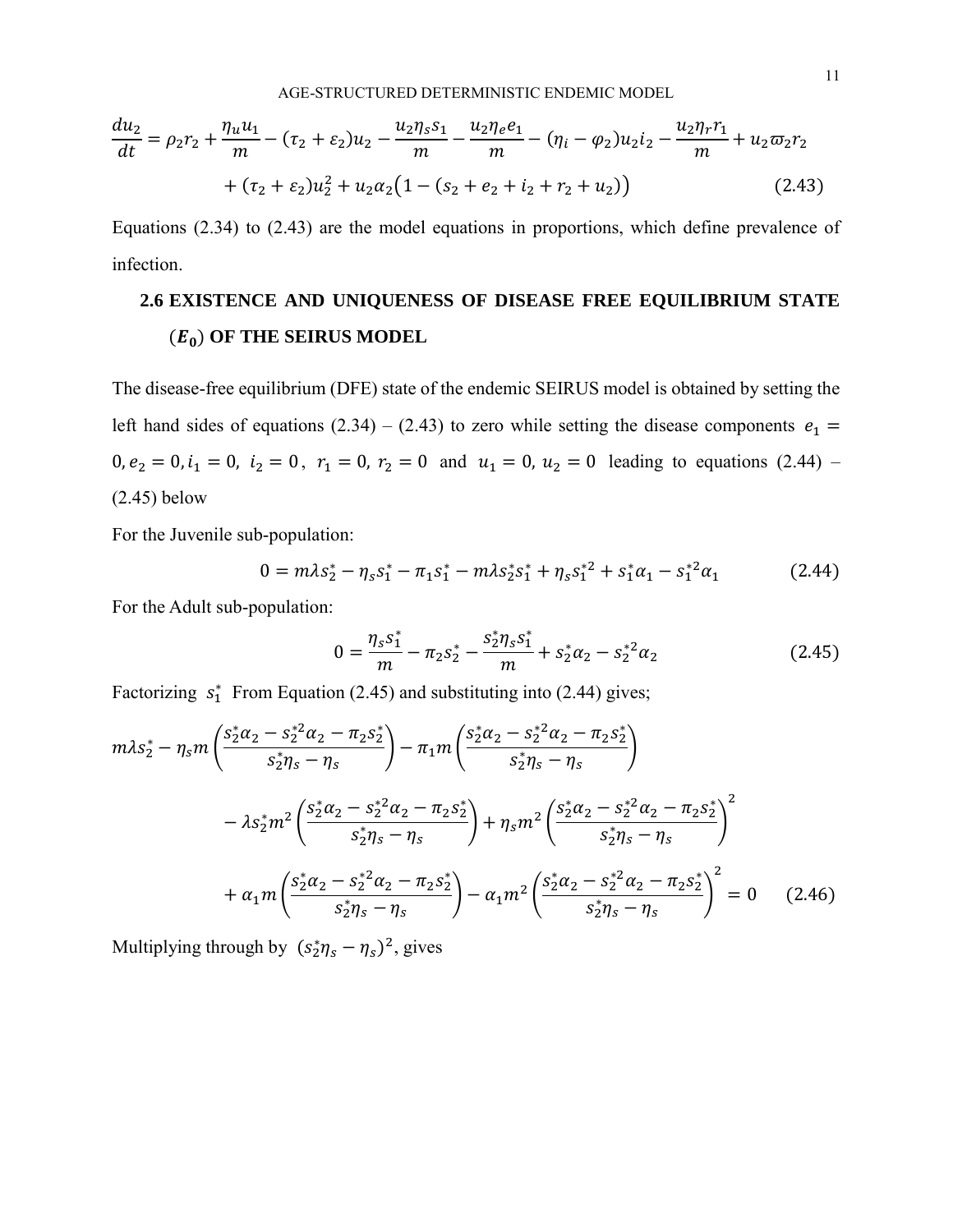$$\frac{du_2}{dt} = \rho_2 r_2 + \frac{\eta_u u_1}{m} - (\tau_2 + \varepsilon_2)u_2 - \frac{u_2 \eta_s s_1}{m} - \frac{u_2 \eta_e e_1}{m} - (\eta_i - \varphi_2)u_2 i_2 - \frac{u_2 \eta_r r_1}{m} + u_2 \varpi_2 r_2$$
$$+ (\tau_2 + \varepsilon_2)u_2^2 + u_2 \alpha_2 \big(1 - (s_2 + e_2 + i_2 + r_2 + u_2)\big) \tag{2.43}$$

Equations (2.34) to (2.43) are the model equations in proportions, which define prevalence of infection.

## 2.6 EXISTENCE AND UNIQUENESS OF DISEASE FREE EQUILIBRIUM STATE ($E_0$) OF THE SEIRUS MODEL

The disease-free equilibrium (DFE) state of the endemic SEIRUS model is obtained by setting the left hand sides of equations (2.34) – (2.43) to zero while setting the disease components $e_1 = 0, e_2 = 0, i_1 = 0,\ i_2 = 0,\ r_1 = 0,\ r_2 = 0$ and $u_1 = 0,\ u_2 = 0$ leading to equations (2.44) – (2.45) below

For the Juvenile sub-population:

$$0 = m\lambda s_2^* - \eta_s s_1^* - \pi_1 s_1^* - m\lambda s_2^* s_1^* + \eta_s s_1^{*2} + s_1^* \alpha_1 - s_1^{*2} \alpha_1 \tag{2.44}$$

For the Adult sub-population:

$$0 = \frac{\eta_s s_1^*}{m} - \pi_2 s_2^* - \frac{s_2^* \eta_s s_1^*}{m} + s_2^* \alpha_2 - s_2^{*2} \alpha_2 \tag{2.45}$$

Factorizing $s_1^*$ From Equation (2.45) and substituting into (2.44) gives;

$$m\lambda s_2^* - \eta_s m \left(\frac{s_2^* \alpha_2 - s_2^{*2} \alpha_2 - \pi_2 s_2^*}{s_2^* \eta_s - \eta_s}\right) - \pi_1 m \left(\frac{s_2^* \alpha_2 - s_2^{*2} \alpha_2 - \pi_2 s_2^*}{s_2^* \eta_s - \eta_s}\right)$$
$$- \lambda s_2^* m^2 \left(\frac{s_2^* \alpha_2 - s_2^{*2} \alpha_2 - \pi_2 s_2^*}{s_2^* \eta_s - \eta_s}\right) + \eta_s m^2 \left(\frac{s_2^* \alpha_2 - s_2^{*2} \alpha_2 - \pi_2 s_2^*}{s_2^* \eta_s - \eta_s}\right)^2$$
$$+ \alpha_1 m \left(\frac{s_2^* \alpha_2 - s_2^{*2} \alpha_2 - \pi_2 s_2^*}{s_2^* \eta_s - \eta_s}\right) - \alpha_1 m^2 \left(\frac{s_2^* \alpha_2 - s_2^{*2} \alpha_2 - \pi_2 s_2^*}{s_2^* \eta_s - \eta_s}\right)^2 = 0 \tag{2.46}$$

Multiplying through by $(s_2^* \eta_s - \eta_s)^2$, gives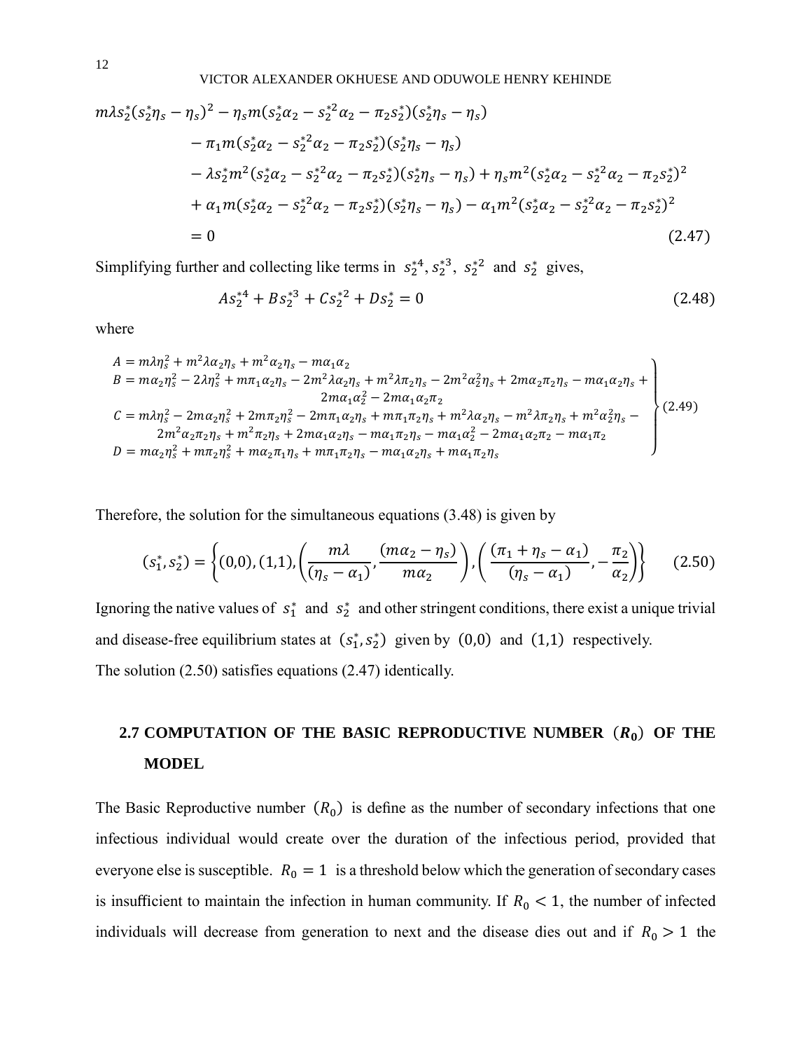$$
\begin{aligned}
m\lambda s_2^*(s_2^*\eta_s - \eta_s)^2 &- \eta_s m(s_2^*\alpha_2 - s_2^{*2}\alpha_2 - \pi_2 s_2^*)(s_2^*\eta_s - \eta_s) \\
&- \pi_1 m(s_2^*\alpha_2 - s_2^{*2}\alpha_2 - \pi_2 s_2^*)(s_2^*\eta_s - \eta_s) \\
&- \lambda s_2^* m^2(s_2^*\alpha_2 - s_2^{*2}\alpha_2 - \pi_2 s_2^*)(s_2^*\eta_s - \eta_s) + \eta_s m^2(s_2^*\alpha_2 - s_2^{*2}\alpha_2 - \pi_2 s_2^*)^2 \\
&+ \alpha_1 m(s_2^*\alpha_2 - s_2^{*2}\alpha_2 - \pi_2 s_2^*)(s_2^*\eta_s - \eta_s) - \alpha_1 m^2(s_2^*\alpha_2 - s_2^{*2}\alpha_2 - \pi_2 s_2^*)^2 \\
&= 0 \qquad (2.47)
\end{aligned}
$$

Simplifying further and collecting like terms in $s_2^{*4}, s_2^{*3}$, $s_2^{*2}$ and $s_2^*$ gives,

$$
As_2^{*4} + Bs_2^{*3} + Cs_2^{*2} + Ds_2^* = 0 \qquad (2.48)
$$

where

$$
\left.
\begin{aligned}
A &= m\lambda\eta_s^2 + m^2\lambda\alpha_2\eta_s + m^2\alpha_2\eta_s - m\alpha_1\alpha_2 \\
B &= m\alpha_2\eta_s^2 - 2\lambda\eta_s^2 + m\pi_1\alpha_2\eta_s - 2m^2\lambda\alpha_2\eta_s + m^2\lambda\pi_2\eta_s - 2m^2\alpha_2^2\eta_s + 2m\alpha_2\pi_2\eta_s - m\alpha_1\alpha_2\eta_s + \\
&\quad 2m\alpha_1\alpha_2^2 - 2m\alpha_1\alpha_2\pi_2 \\
C &= m\lambda\eta_s^2 - 2m\alpha_2\eta_s^2 + 2m\pi_2\eta_s^2 - 2m\pi_1\alpha_2\eta_s + m\pi_1\pi_2\eta_s + m^2\lambda\alpha_2\eta_s - m^2\lambda\pi_2\eta_s + m^2\alpha_2^2\eta_s - \\
&\quad 2m^2\alpha_2\pi_2\eta_s + m^2\pi_2\eta_s + 2m\alpha_1\alpha_2\eta_s - m\alpha_1\pi_2\eta_s - m\alpha_1\alpha_2^2 - 2m\alpha_1\alpha_2\pi_2 - m\alpha_1\pi_2 \\
D &= m\alpha_2\eta_s^2 + m\pi_2\eta_s^2 + m\alpha_2\pi_1\eta_s + m\pi_1\pi_2\eta_s - m\alpha_1\alpha_2\eta_s + m\alpha_1\pi_2\eta_s
\end{aligned}
\right\} (2.49)
$$

Therefore, the solution for the simultaneous equations (3.48) is given by

$$
(s_1^*, s_2^*) = \left\{(0,0), (1,1), \left(\frac{m\lambda}{(\eta_s - \alpha_1)}, \frac{(m\alpha_2 - \eta_s)}{m\alpha_2}\right), \left(\frac{(\pi_1 + \eta_s - \alpha_1)}{(\eta_s - \alpha_1)}, -\frac{\pi_2}{\alpha_2}\right)\right\} \qquad (2.50)
$$

Ignoring the native values of $s_1^*$ and $s_2^*$ and other stringent conditions, there exist a unique trivial and disease-free equilibrium states at $(s_1^*, s_2^*)$ given by $(0,0)$ and $(1,1)$ respectively.
The solution (2.50) satisfies equations (2.47) identically.

## 2.7 COMPUTATION OF THE BASIC REPRODUCTIVE NUMBER $(R_0)$ OF THE MODEL

The Basic Reproductive number $(R_0)$ is define as the number of secondary infections that one infectious individual would create over the duration of the infectious period, provided that everyone else is susceptible. $R_0 = 1$ is a threshold below which the generation of secondary cases is insufficient to maintain the infection in human community. If $R_0 < 1$, the number of infected individuals will decrease from generation to next and the disease dies out and if $R_0 > 1$ the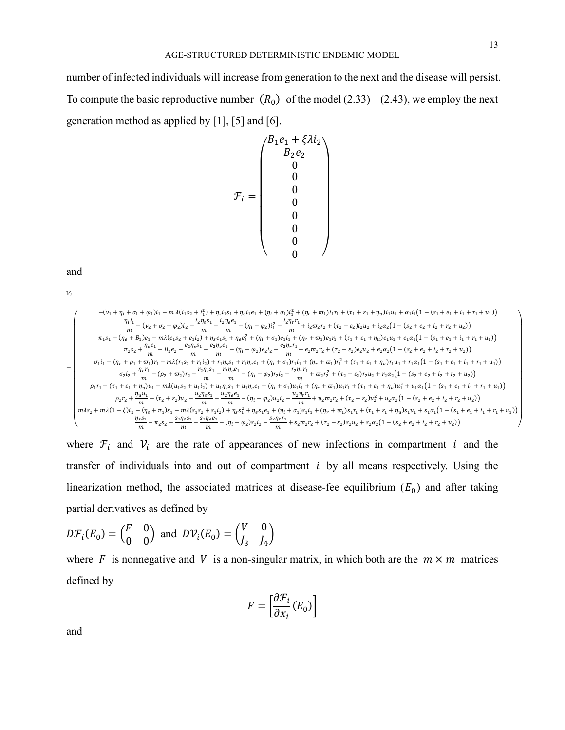number of infected individuals will increase from generation to the next and the disease will persist. To compute the basic reproductive number $(R_0)$ of the model (2.33) – (2.43), we employ the next generation method as applied by [1], [5] and [6].

$$\mathcal{F}_i = \begin{pmatrix} B_1 e_1 + \xi\lambda i_2 \\ B_2 e_2 \\ 0 \\ 0 \\ 0 \\ 0 \\ 0 \\ 0 \\ 0 \\ 0 \end{pmatrix}$$

and

$$\mathcal{V}_i = \begin{pmatrix} -(v_1+\eta_i+\sigma_1+\varphi_1)i_1 - m\,\lambda(i_1 s_2 + i_1^2) + \eta_s i_1 s_1 + \eta_e i_1 e_1 + (\eta_i+\sigma_1)i_1^2 + (\eta_r+\varpi_1)i_1 r_1 + (\tau_1+\varepsilon_1+\eta_u)i_1 u_1 + \alpha_1 i_1\big(1-(s_1+e_1+i_1+r_1+u_1)\big) \\ \frac{\eta_i i_1}{m} - (v_2+\sigma_2+\varphi_2)i_2 - \frac{i_2\eta_s s_1}{m} - \frac{i_2\eta_e e_1}{m} - (\eta_i-\varphi_2)i_2^2 - \frac{i_2\eta_r r_1}{m} + i_2\varpi_2 r_2 + (\tau_2-\varepsilon_2)i_2 u_2 + i_2\alpha_2\big(1-(s_2+e_2+i_2+r_2+u_2)\big) \\ \pi_1 s_1 - (\eta_e+B_1)e_1 - m\lambda(e_1 s_2 + e_1 i_2) + \eta_s e_1 s_1 + \eta_e e_1^2 + (\eta_i+\sigma_1)e_1 i_1 + (\eta_r+\varpi_1)e_1 r_1 + (\tau_1+\varepsilon_1+\eta_u)e_1 u_1 + e_1\alpha_1\big(1-(s_1+e_1+i_1+r_1+u_1)\big) \\ \pi_2 s_2 + \frac{\eta_e e_1}{m} - B_2 e_2 - \frac{e_2\eta_s s_1}{m} - \frac{e_2\eta_e e_1}{m} - (\eta_i-\varphi_2)e_2 i_2 - \frac{e_2\eta_r r_1}{m} + e_2\varpi_2 r_2 + (\tau_2-\varepsilon_2)e_2 u_2 + e_2\alpha_2\big(1-(s_2+e_2+i_2+r_2+u_2)\big) \\ \sigma_1 i_1 - (\eta_r+\rho_1+\varpi_1)r_1 - m\lambda(r_1 s_2 + r_1 i_2) + r_1\eta_s s_1 + r_1\eta_e e_1 + (\eta_i+\sigma_1)r_1 i_1 + (\eta_r+\varpi_1)r_1^2 + (\tau_1+\varepsilon_1+\eta_u)r_1 u_1 + r_1\alpha_1\big(1-(s_1+e_1+i_1+r_1+u_1)\big) \\ \sigma_2 i_2 + \frac{\eta_r r_1}{m} - (\rho_2+\varpi_2)r_2 - \frac{r_2\eta_s s_1}{m} - \frac{r_2\eta_e e_1}{m} - (\eta_i-\varphi_2)r_2 i_2 - \frac{r_2\eta_r r_1}{m} + \varpi_2 r_2^2 + (\tau_2-\varepsilon_2)r_2 u_2 + r_2\alpha_2\big(1-(s_2+e_2+i_2+r_2+u_2)\big) \\ \rho_1 r_1 - (\tau_1+\varepsilon_1+\eta_u)u_1 - m\lambda(u_1 s_2 + u_1 i_2) + u_1\eta_s s_1 + u_1\eta_e e_1 + (\eta_i+\sigma_1)u_1 i_1 + (\eta_r+\varpi_1)u_1 r_1 + (\tau_1+\varepsilon_1+\eta_u)u_1^2 + u_1\alpha_1\big(1-(s_1+e_1+i_1+r_1+u_1)\big) \\ \rho_2 r_2 + \frac{\eta_u u_1}{m} - (\tau_2+\varepsilon_2)u_2 - \frac{u_2\eta_s s_1}{m} - \frac{u_2\eta_e e_1}{m} - (\eta_i-\varphi_2)u_2 i_2 - \frac{u_2\eta_r r_1}{m} + u_2\varpi_2 r_2 + (\tau_2+\varepsilon_2)u_2^2 + u_2\alpha_2\big(1-(s_2+e_2+i_2+r_2+u_2)\big) \\ m\lambda s_2 + m\lambda(1-\xi)i_2 - (\eta_s+\pi_1)s_1 - m\lambda(s_1 s_2 + s_1 i_2) + \eta_s s_1^2 + \eta_e s_1 e_1 + (\eta_i+\sigma_1)s_1 i_1 + (\eta_r+\varpi_1)s_1 r_1 + (\tau_1+\varepsilon_1+\eta_u)s_1 u_1 + s_1\alpha_1\big(1-(s_1+e_1+i_1+r_1+u_1)\big) \\ \frac{\eta_s s_1}{m} - \pi_2 s_2 - \frac{s_2\eta_s s_1}{m} - \frac{s_2\eta_e e_1}{m} - (\eta_i-\varphi_2)s_2 i_2 - \frac{s_2\eta_r r_1}{m} + s_2\varpi_2 r_2 + (\tau_2-\varepsilon_2)s_2 u_2 + s_2\alpha_2\big(1-(s_2+e_2+i_2+r_2+u_2)\big) \end{pmatrix}$$

where $\mathcal{F}_i$ and $\mathcal{V}_i$ are the rate of appearances of new infections in compartment $i$ and the transfer of individuals into and out of compartment $i$ by all means respectively. Using the linearization method, the associated matrices at disease-fee equilibrium $(E_0)$ and after taking partial derivatives as defined by

$D\mathcal{F}_i(E_0) = \begin{pmatrix} F & 0 \\ 0 & 0 \end{pmatrix}$ and $D\mathcal{V}_i(E_0) = \begin{pmatrix} V & 0 \\ J_3 & J_4 \end{pmatrix}$

where $F$ is nonnegative and $V$ is a non-singular matrix, in which both are the $m \times m$ matrices defined by

$$F = \left[\frac{\partial \mathcal{F}_i}{\partial x_i}(E_0)\right]$$

and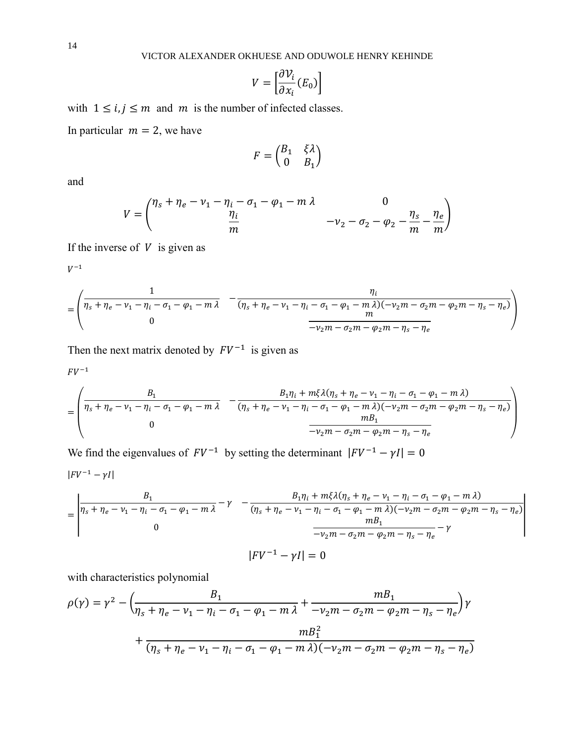$$V = \left[\frac{\partial \mathcal{V}_i}{\partial x_i}(E_0)\right]$$

with $1 \leq i, j \leq m$ and $m$ is the number of infected classes.

In particular $m = 2$, we have

$$F = \begin{pmatrix} B_1 & \xi\lambda \\ 0 & B_1 \end{pmatrix}$$

and

$$V = \begin{pmatrix} \eta_s + \eta_e - \nu_1 - \eta_i - \sigma_1 - \varphi_1 - m\,\lambda & 0 \\ \dfrac{\eta_i}{m} & -\nu_2 - \sigma_2 - \varphi_2 - \dfrac{\eta_s}{m} - \dfrac{\eta_e}{m} \end{pmatrix}$$

If the inverse of $V$ is given as

$V^{-1}$

$$= \begin{pmatrix} \dfrac{1}{\eta_s + \eta_e - \nu_1 - \eta_i - \sigma_1 - \varphi_1 - m\,\lambda} & -\dfrac{\eta_i}{(\eta_s + \eta_e - \nu_1 - \eta_i - \sigma_1 - \varphi_1 - m\,\lambda)(-\nu_2 m - \sigma_2 m - \varphi_2 m - \eta_s - \eta_e)} \\ 0 & \dfrac{m}{-\nu_2 m - \sigma_2 m - \varphi_2 m - \eta_s - \eta_e} \end{pmatrix}$$

Then the next matrix denoted by $FV^{-1}$ is given as

$FV^{-1}$

$$= \begin{pmatrix} \dfrac{B_1}{\eta_s + \eta_e - \nu_1 - \eta_i - \sigma_1 - \varphi_1 - m\,\lambda} & -\dfrac{B_1\eta_i + m\xi\lambda(\eta_s + \eta_e - \nu_1 - \eta_i - \sigma_1 - \varphi_1 - m\,\lambda)}{(\eta_s + \eta_e - \nu_1 - \eta_i - \sigma_1 - \varphi_1 - m\,\lambda)(-\nu_2 m - \sigma_2 m - \varphi_2 m - \eta_s - \eta_e)} \\ 0 & \dfrac{mB_1}{-\nu_2 m - \sigma_2 m - \varphi_2 m - \eta_s - \eta_e} \end{pmatrix}$$

We find the eigenvalues of $FV^{-1}$ by setting the determinant $|FV^{-1} - \gamma I| = 0$

$|FV^{-1} - \gamma I|$

$$= \begin{vmatrix} \dfrac{B_1}{\eta_s + \eta_e - \nu_1 - \eta_i - \sigma_1 - \varphi_1 - m\,\lambda} - \gamma & -\dfrac{B_1\eta_i + m\xi\lambda(\eta_s + \eta_e - \nu_1 - \eta_i - \sigma_1 - \varphi_1 - m\,\lambda)}{(\eta_s + \eta_e - \nu_1 - \eta_i - \sigma_1 - \varphi_1 - m\,\lambda)(-\nu_2 m - \sigma_2 m - \varphi_2 m - \eta_s - \eta_e)} \\ 0 & \dfrac{mB_1}{-\nu_2 m - \sigma_2 m - \varphi_2 m - \eta_s - \eta_e} - \gamma \end{vmatrix}$$

$$|FV^{-1} - \gamma I| = 0$$

with characteristics polynomial

$$\rho(\gamma) = \gamma^2 - \left(\frac{B_1}{\eta_s + \eta_e - \nu_1 - \eta_i - \sigma_1 - \varphi_1 - m\,\lambda} + \frac{mB_1}{-\nu_2 m - \sigma_2 m - \varphi_2 m - \eta_s - \eta_e}\right)\gamma$$

$$+ \frac{mB_1^2}{(\eta_s + \eta_e - \nu_1 - \eta_i - \sigma_1 - \varphi_1 - m\,\lambda)(-\nu_2 m - \sigma_2 m - \varphi_2 m - \eta_s - \eta_e)}$$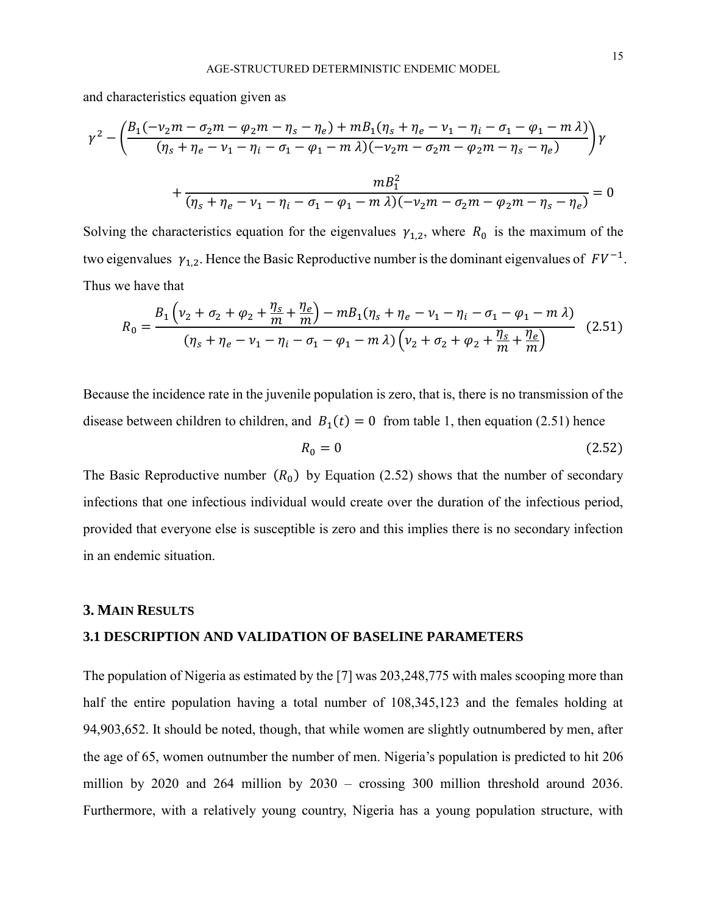and characteristics equation given as

$$\gamma^2 - \left(\frac{B_1(-\nu_2 m - \sigma_2 m - \varphi_2 m - \eta_s - \eta_e) + mB_1(\eta_s + \eta_e - \nu_1 - \eta_i - \sigma_1 - \varphi_1 - m\,\lambda)}{(\eta_s + \eta_e - \nu_1 - \eta_i - \sigma_1 - \varphi_1 - m\,\lambda)(-\nu_2 m - \sigma_2 m - \varphi_2 m - \eta_s - \eta_e)}\right)\gamma$$

$$+ \frac{mB_1^2}{(\eta_s + \eta_e - \nu_1 - \eta_i - \sigma_1 - \varphi_1 - m\,\lambda)(-\nu_2 m - \sigma_2 m - \varphi_2 m - \eta_s - \eta_e)} = 0$$

Solving the characteristics equation for the eigenvalues $\gamma_{1,2}$, where $R_0$ is the maximum of the two eigenvalues $\gamma_{1,2}$. Hence the Basic Reproductive number is the dominant eigenvalues of $FV^{-1}$. Thus we have that

$$R_0 = \frac{B_1\left(\nu_2 + \sigma_2 + \varphi_2 + \frac{\eta_s}{m} + \frac{\eta_e}{m}\right) - mB_1(\eta_s + \eta_e - \nu_1 - \eta_i - \sigma_1 - \varphi_1 - m\,\lambda)}{(\eta_s + \eta_e - \nu_1 - \eta_i - \sigma_1 - \varphi_1 - m\,\lambda)\left(\nu_2 + \sigma_2 + \varphi_2 + \frac{\eta_s}{m} + \frac{\eta_e}{m}\right)} \quad (2.51)$$

Because the incidence rate in the juvenile population is zero, that is, there is no transmission of the disease between children to children, and $B_1(t) = 0$ from table 1, then equation (2.51) hence

$$R_0 = 0 \quad (2.52)$$

The Basic Reproductive number $(R_0)$ by Equation (2.52) shows that the number of secondary infections that one infectious individual would create over the duration of the infectious period, provided that everyone else is susceptible is zero and this implies there is no secondary infection in an endemic situation.

## 3. MAIN RESULTS

### 3.1 DESCRIPTION AND VALIDATION OF BASELINE PARAMETERS

The population of Nigeria as estimated by the [7] was 203,248,775 with males scooping more than half the entire population having a total number of 108,345,123 and the females holding at 94,903,652. It should be noted, though, that while women are slightly outnumbered by men, after the age of 65, women outnumber the number of men. Nigeria's population is predicted to hit 206 million by 2020 and 264 million by 2030 – crossing 300 million threshold around 2036. Furthermore, with a relatively young country, Nigeria has a young population structure, with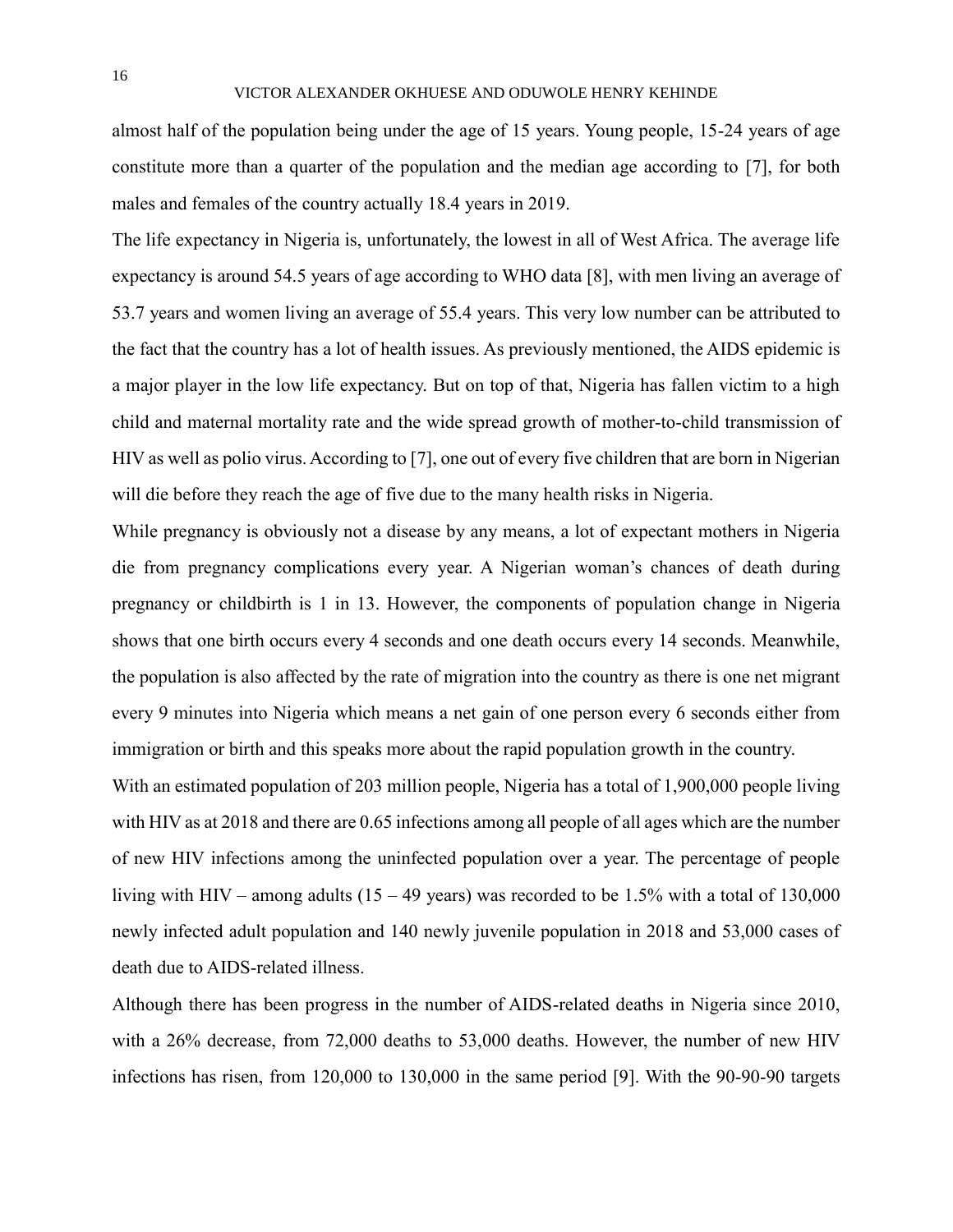almost half of the population being under the age of 15 years. Young people, 15-24 years of age constitute more than a quarter of the population and the median age according to [7], for both males and females of the country actually 18.4 years in 2019.

The life expectancy in Nigeria is, unfortunately, the lowest in all of West Africa. The average life expectancy is around 54.5 years of age according to WHO data [8], with men living an average of 53.7 years and women living an average of 55.4 years. This very low number can be attributed to the fact that the country has a lot of health issues. As previously mentioned, the AIDS epidemic is a major player in the low life expectancy. But on top of that, Nigeria has fallen victim to a high child and maternal mortality rate and the wide spread growth of mother-to-child transmission of HIV as well as polio virus. According to [7], one out of every five children that are born in Nigerian will die before they reach the age of five due to the many health risks in Nigeria.

While pregnancy is obviously not a disease by any means, a lot of expectant mothers in Nigeria die from pregnancy complications every year. A Nigerian woman's chances of death during pregnancy or childbirth is 1 in 13. However, the components of population change in Nigeria shows that one birth occurs every 4 seconds and one death occurs every 14 seconds. Meanwhile, the population is also affected by the rate of migration into the country as there is one net migrant every 9 minutes into Nigeria which means a net gain of one person every 6 seconds either from immigration or birth and this speaks more about the rapid population growth in the country.

With an estimated population of 203 million people, Nigeria has a total of 1,900,000 people living with HIV as at 2018 and there are 0.65 infections among all people of all ages which are the number of new HIV infections among the uninfected population over a year. The percentage of people living with HIV – among adults (15 – 49 years) was recorded to be 1.5% with a total of 130,000 newly infected adult population and 140 newly juvenile population in 2018 and 53,000 cases of death due to AIDS-related illness.

Although there has been progress in the number of AIDS-related deaths in Nigeria since 2010, with a 26% decrease, from 72,000 deaths to 53,000 deaths. However, the number of new HIV infections has risen, from 120,000 to 130,000 in the same period [9]. With the 90-90-90 targets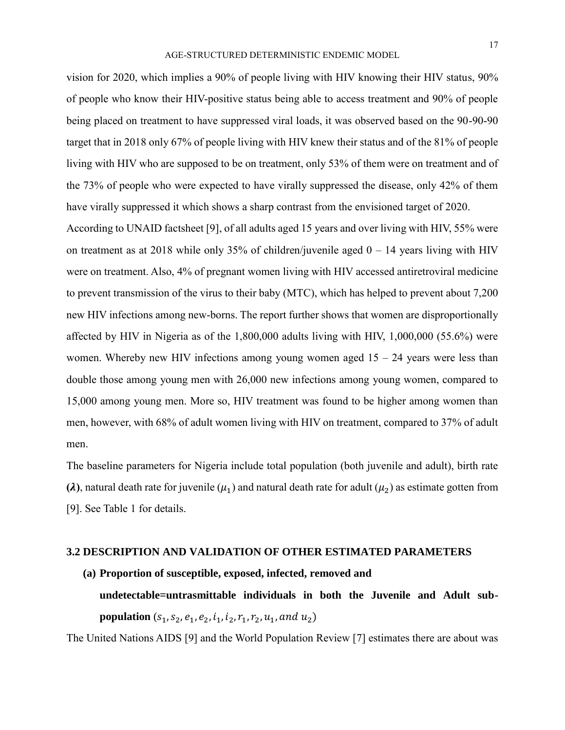vision for 2020, which implies a 90% of people living with HIV knowing their HIV status, 90% of people who know their HIV-positive status being able to access treatment and 90% of people being placed on treatment to have suppressed viral loads, it was observed based on the 90-90-90 target that in 2018 only 67% of people living with HIV knew their status and of the 81% of people living with HIV who are supposed to be on treatment, only 53% of them were on treatment and of the 73% of people who were expected to have virally suppressed the disease, only 42% of them have virally suppressed it which shows a sharp contrast from the envisioned target of 2020.

According to UNAID factsheet [9], of all adults aged 15 years and over living with HIV, 55% were on treatment as at 2018 while only 35% of children/juvenile aged 0 – 14 years living with HIV were on treatment. Also, 4% of pregnant women living with HIV accessed antiretroviral medicine to prevent transmission of the virus to their baby (MTC), which has helped to prevent about 7,200 new HIV infections among new-borns. The report further shows that women are disproportionally affected by HIV in Nigeria as of the 1,800,000 adults living with HIV, 1,000,000 (55.6%) were women. Whereby new HIV infections among young women aged 15 – 24 years were less than double those among young men with 26,000 new infections among young women, compared to 15,000 among young men. More so, HIV treatment was found to be higher among women than men, however, with 68% of adult women living with HIV on treatment, compared to 37% of adult men.

The baseline parameters for Nigeria include total population (both juvenile and adult), birth rate **($\lambda$)**, natural death rate for juvenile ($\mu_1$) and natural death rate for adult ($\mu_2$) as estimate gotten from [9]. See Table 1 for details.

### 3.2 DESCRIPTION AND VALIDATION OF OTHER ESTIMATED PARAMETERS

**(a) Proportion of susceptible, exposed, infected, removed and undetectable=untrasmittable individuals in both the Juvenile and Adult sub-population ($s_1, s_2, e_1, e_2, i_1, i_2, r_1, r_2, u_1, and\ u_2$)**

The United Nations AIDS [9] and the World Population Review [7] estimates there are about was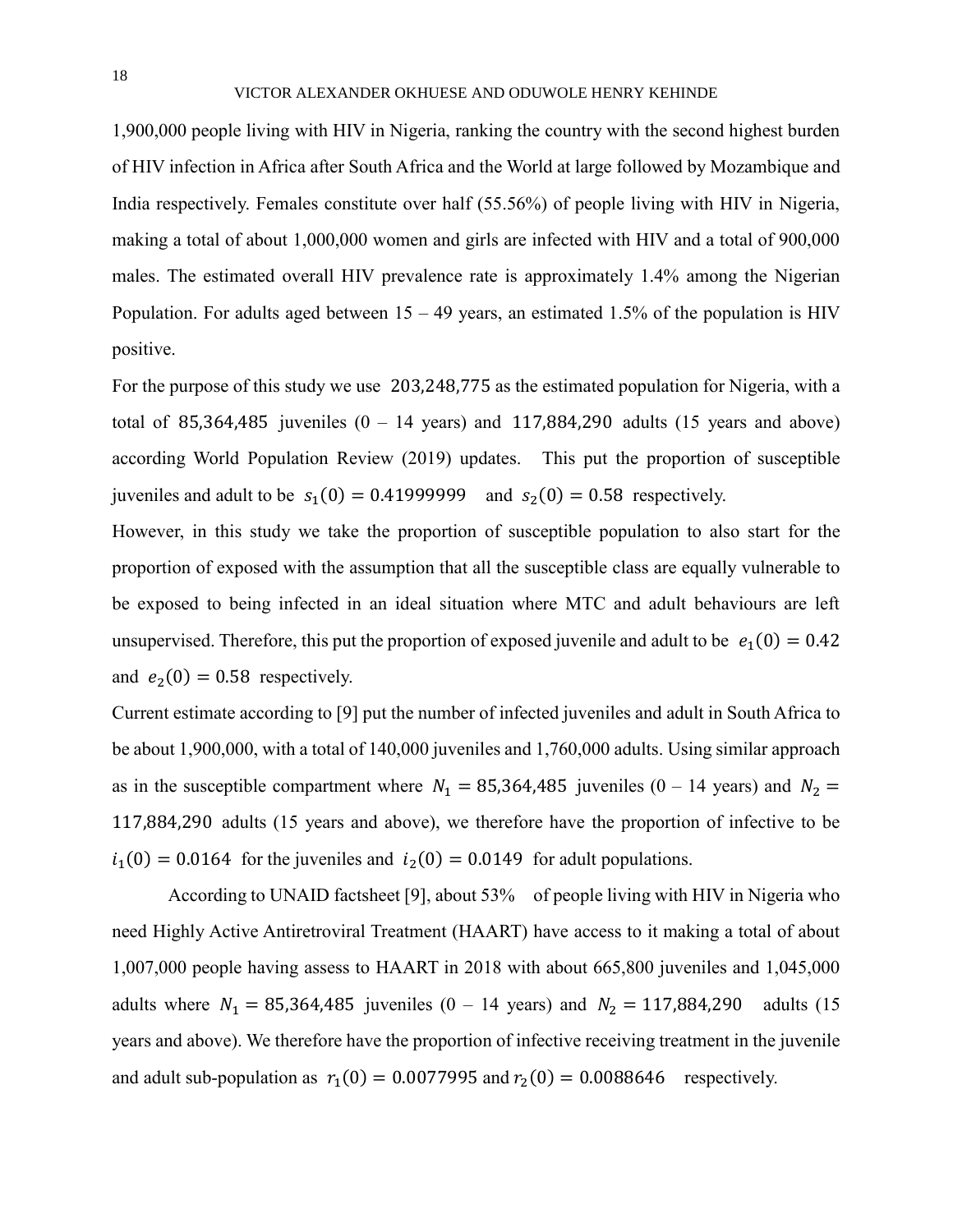1,900,000 people living with HIV in Nigeria, ranking the country with the second highest burden of HIV infection in Africa after South Africa and the World at large followed by Mozambique and India respectively. Females constitute over half (55.56%) of people living with HIV in Nigeria, making a total of about 1,000,000 women and girls are infected with HIV and a total of 900,000 males. The estimated overall HIV prevalence rate is approximately 1.4% among the Nigerian Population. For adults aged between 15 – 49 years, an estimated 1.5% of the population is HIV positive.

For the purpose of this study we use $203{,}248{,}775$ as the estimated population for Nigeria, with a total of $85{,}364{,}485$ juveniles (0 – 14 years) and $117{,}884{,}290$ adults (15 years and above) according World Population Review (2019) updates. This put the proportion of susceptible juveniles and adult to be $s_1(0) = 0.41999999$ and $s_2(0) = 0.58$ respectively.

However, in this study we take the proportion of susceptible population to also start for the proportion of exposed with the assumption that all the susceptible class are equally vulnerable to be exposed to being infected in an ideal situation where MTC and adult behaviours are left unsupervised. Therefore, this put the proportion of exposed juvenile and adult to be $e_1(0) = 0.42$ and $e_2(0) = 0.58$ respectively.

Current estimate according to [9] put the number of infected juveniles and adult in South Africa to be about 1,900,000, with a total of 140,000 juveniles and 1,760,000 adults. Using similar approach as in the susceptible compartment where $N_1 = 85{,}364{,}485$ juveniles (0 – 14 years) and $N_2 = 117{,}884{,}290$ adults (15 years and above), we therefore have the proportion of infective to be $i_1(0) = 0.0164$ for the juveniles and $i_2(0) = 0.0149$ for adult populations.

According to UNAID factsheet [9], about 53% of people living with HIV in Nigeria who need Highly Active Antiretroviral Treatment (HAART) have access to it making a total of about 1,007,000 people having assess to HAART in 2018 with about 665,800 juveniles and 1,045,000 adults where $N_1 = 85{,}364{,}485$ juveniles (0 – 14 years) and $N_2 = 117{,}884{,}290$ adults (15 years and above). We therefore have the proportion of infective receiving treatment in the juvenile and adult sub-population as $r_1(0) = 0.0077995$ and $r_2(0) = 0.0088646$ respectively.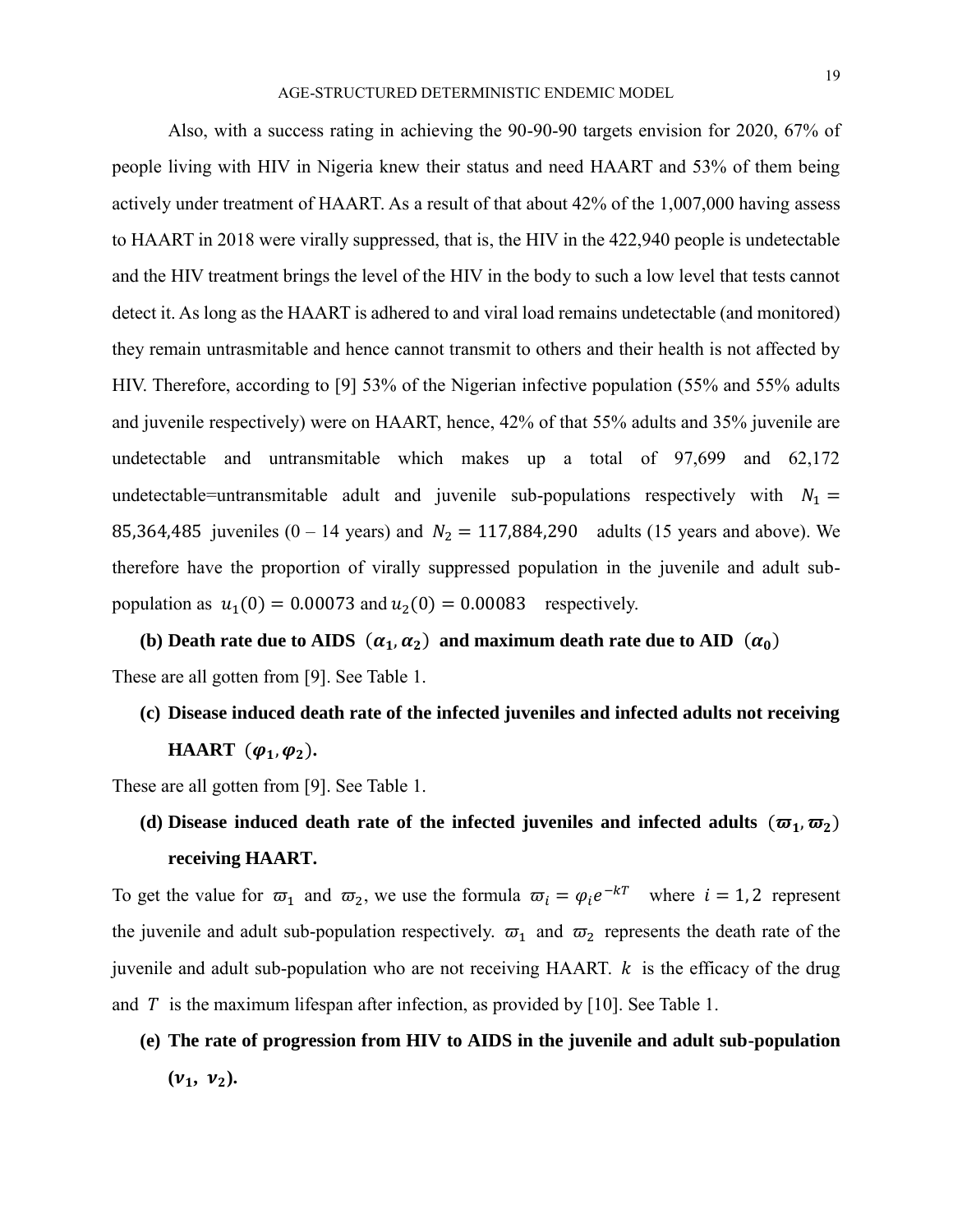Also, with a success rating in achieving the 90-90-90 targets envision for 2020, 67% of people living with HIV in Nigeria knew their status and need HAART and 53% of them being actively under treatment of HAART. As a result of that about 42% of the 1,007,000 having assess to HAART in 2018 were virally suppressed, that is, the HIV in the 422,940 people is undetectable and the HIV treatment brings the level of the HIV in the body to such a low level that tests cannot detect it. As long as the HAART is adhered to and viral load remains undetectable (and monitored) they remain untrasmitable and hence cannot transmit to others and their health is not affected by HIV. Therefore, according to [9] 53% of the Nigerian infective population (55% and 55% adults and juvenile respectively) were on HAART, hence, 42% of that 55% adults and 35% juvenile are undetectable and untransmitable which makes up a total of 97,699 and 62,172 undetectable=untransmitable adult and juvenile sub-populations respectively with $N_1 = 85{,}364{,}485$ juveniles (0 – 14 years) and $N_2 = 117{,}884{,}290$ adults (15 years and above). We therefore have the proportion of virally suppressed population in the juvenile and adult sub-population as $u_1(0) = 0.00073$ and $u_2(0) = 0.00083$ respectively.

**(b) Death rate due to AIDS $(\alpha_1, \alpha_2)$ and maximum death rate due to AID $(\alpha_0)$**

These are all gotten from [9]. See Table 1.

**(c) Disease induced death rate of the infected juveniles and infected adults not receiving HAART $(\varphi_1, \varphi_2)$.**

These are all gotten from [9]. See Table 1.

**(d) Disease induced death rate of the infected juveniles and infected adults $(\varpi_1, \varpi_2)$ receiving HAART.**

To get the value for $\varpi_1$ and $\varpi_2$, we use the formula $\varpi_i = \varphi_i e^{-kT}$ where $i = 1, 2$ represent the juvenile and adult sub-population respectively. $\varpi_1$ and $\varpi_2$ represents the death rate of the juvenile and adult sub-population who are not receiving HAART. $k$ is the efficacy of the drug and $T$ is the maximum lifespan after infection, as provided by [10]. See Table 1.

**(e) The rate of progression from HIV to AIDS in the juvenile and adult sub-population $(\nu_1, \nu_2)$.**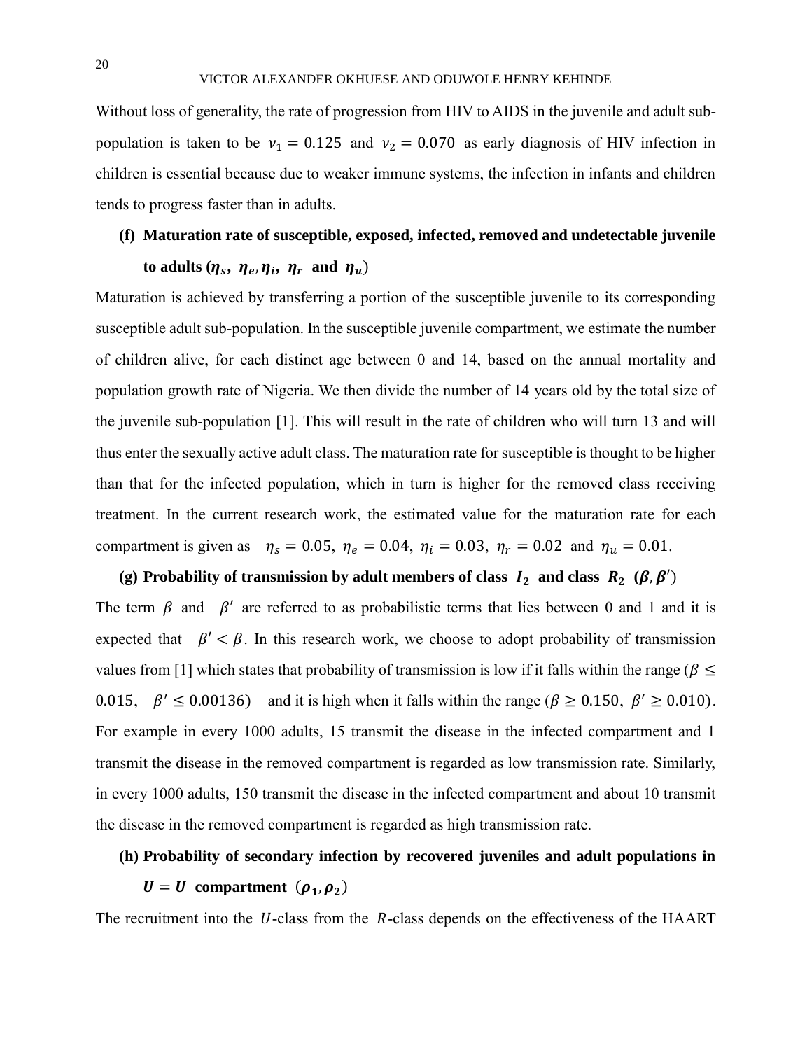Without loss of generality, the rate of progression from HIV to AIDS in the juvenile and adult sub-population is taken to be $\nu_1 = 0.125$ and $\nu_2 = 0.070$ as early diagnosis of HIV infection in children is essential because due to weaker immune systems, the infection in infants and children tends to progress faster than in adults.

**(f) Maturation rate of susceptible, exposed, infected, removed and undetectable juvenile to adults ($\eta_s$, $\eta_e$, $\eta_i$, $\eta_r$ and $\eta_u$)**

Maturation is achieved by transferring a portion of the susceptible juvenile to its corresponding susceptible adult sub-population. In the susceptible juvenile compartment, we estimate the number of children alive, for each distinct age between 0 and 14, based on the annual mortality and population growth rate of Nigeria. We then divide the number of 14 years old by the total size of the juvenile sub-population [1]. This will result in the rate of children who will turn 13 and will thus enter the sexually active adult class. The maturation rate for susceptible is thought to be higher than that for the infected population, which in turn is higher for the removed class receiving treatment. In the current research work, the estimated value for the maturation rate for each compartment is given as $\eta_s = 0.05$, $\eta_e = 0.04$, $\eta_i = 0.03$, $\eta_r = 0.02$ and $\eta_u = 0.01$.

**(g) Probability of transmission by adult members of class $I_2$ and class $R_2$ ($\beta, \beta'$)**

The term $\beta$ and $\beta'$ are referred to as probabilistic terms that lies between 0 and 1 and it is expected that $\beta' < \beta$. In this research work, we choose to adopt probability of transmission values from [1] which states that probability of transmission is low if it falls within the range ($\beta \leq 0.015$, $\beta' \leq 0.00136$) and it is high when it falls within the range ($\beta \geq 0.150$, $\beta' \geq 0.010$). For example in every 1000 adults, 15 transmit the disease in the infected compartment and 1 transmit the disease in the removed compartment is regarded as low transmission rate. Similarly, in every 1000 adults, 150 transmit the disease in the infected compartment and about 10 transmit the disease in the removed compartment is regarded as high transmission rate.

**(h) Probability of secondary infection by recovered juveniles and adult populations in $U = U$ compartment ($\rho_1, \rho_2$)**

The recruitment into the $U$-class from the $R$-class depends on the effectiveness of the HAART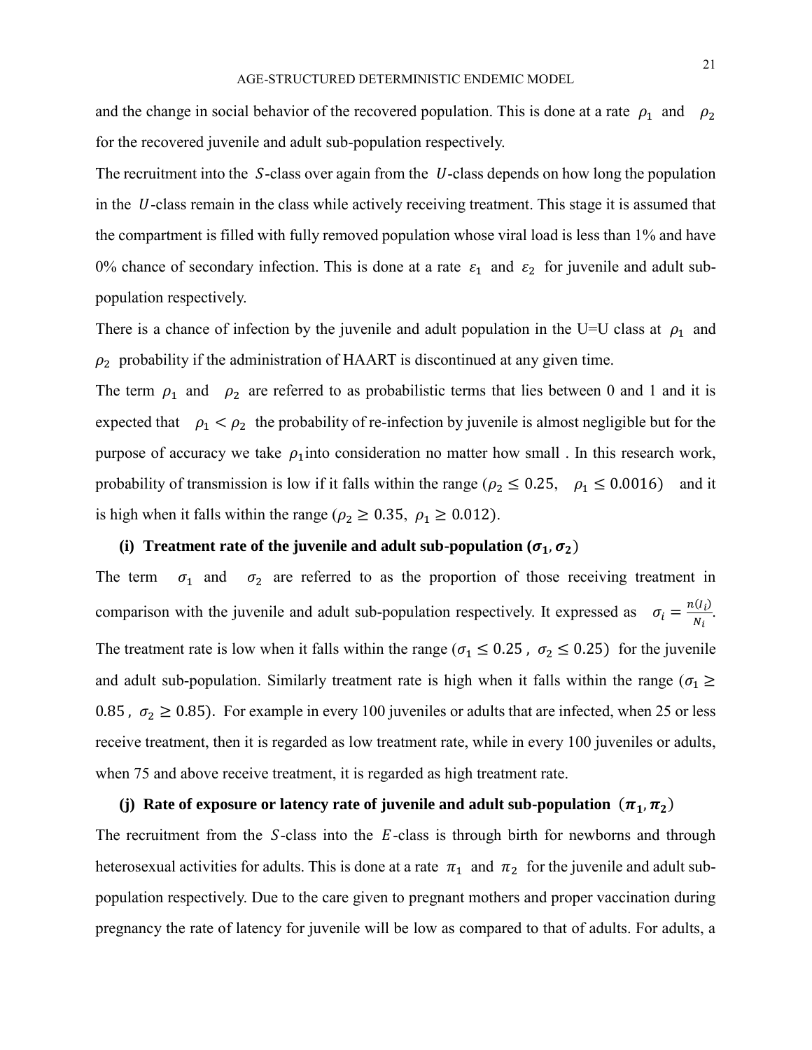and the change in social behavior of the recovered population. This is done at a rate $\rho_1$ and $\rho_2$ for the recovered juvenile and adult sub-population respectively.

The recruitment into the $S$-class over again from the $U$-class depends on how long the population in the $U$-class remain in the class while actively receiving treatment. This stage it is assumed that the compartment is filled with fully removed population whose viral load is less than 1% and have 0% chance of secondary infection. This is done at a rate $\varepsilon_1$ and $\varepsilon_2$ for juvenile and adult sub-population respectively.

There is a chance of infection by the juvenile and adult population in the U=U class at $\rho_1$ and $\rho_2$ probability if the administration of HAART is discontinued at any given time.

The term $\rho_1$ and $\rho_2$ are referred to as probabilistic terms that lies between 0 and 1 and it is expected that $\rho_1 < \rho_2$ the probability of re-infection by juvenile is almost negligible but for the purpose of accuracy we take $\rho_1$ into consideration no matter how small . In this research work, probability of transmission is low if it falls within the range ($\rho_2 \leq 0.25, \quad \rho_1 \leq 0.0016$) and it is high when it falls within the range ($\rho_2 \geq 0.35, \ \rho_1 \geq 0.012$).

**(i) Treatment rate of the juvenile and adult sub-population ($\sigma_1, \sigma_2$)**

The term $\sigma_1$ and $\sigma_2$ are referred to as the proportion of those receiving treatment in comparison with the juvenile and adult sub-population respectively. It expressed as $\sigma_i = \frac{n(I_i)}{N_i}$.

The treatment rate is low when it falls within the range ($\sigma_1 \leq 0.25$ , $\sigma_2 \leq 0.25$) for the juvenile and adult sub-population. Similarly treatment rate is high when it falls within the range ($\sigma_1 \geq 0.85$ , $\sigma_2 \geq 0.85$). For example in every 100 juveniles or adults that are infected, when 25 or less receive treatment, then it is regarded as low treatment rate, while in every 100 juveniles or adults, when 75 and above receive treatment, it is regarded as high treatment rate.

**(j) Rate of exposure or latency rate of juvenile and adult sub-population ($\pi_1, \pi_2$)**

The recruitment from the $S$-class into the $E$-class is through birth for newborns and through heterosexual activities for adults. This is done at a rate $\pi_1$ and $\pi_2$ for the juvenile and adult sub-population respectively. Due to the care given to pregnant mothers and proper vaccination during pregnancy the rate of latency for juvenile will be low as compared to that of adults. For adults, a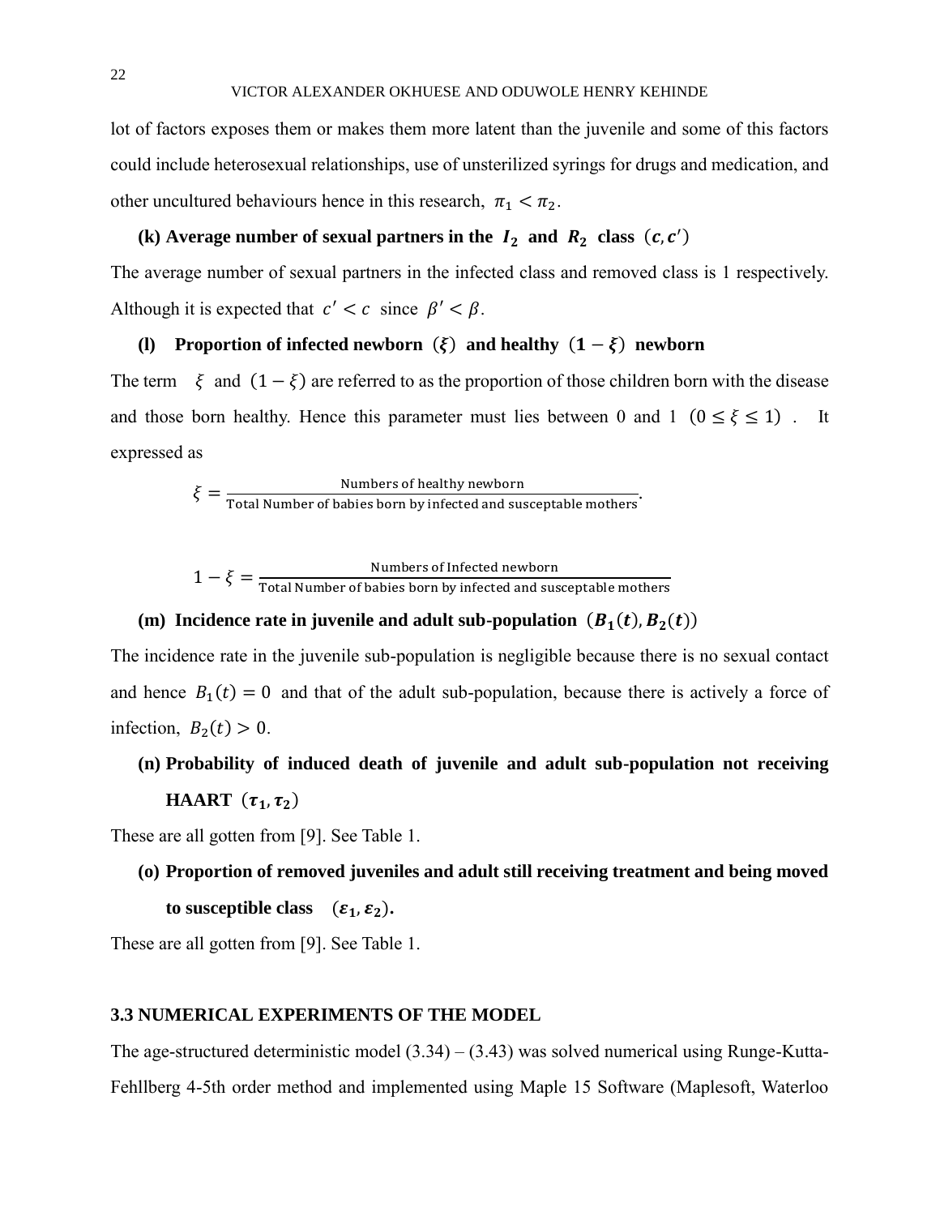lot of factors exposes them or makes them more latent than the juvenile and some of this factors could include heterosexual relationships, use of unsterilized syrings for drugs and medication, and other uncultured behaviours hence in this research, $\pi_1 < \pi_2$.

**(k) Average number of sexual partners in the $I_2$ and $R_2$ class $(c, c')$**

The average number of sexual partners in the infected class and removed class is 1 respectively. Although it is expected that $c' < c$ since $\beta' < \beta$.

**(l) Proportion of infected newborn $(\xi)$ and healthy $(1 - \xi)$ newborn**

The term $\xi$ and $(1 - \xi)$ are referred to as the proportion of those children born with the disease and those born healthy. Hence this parameter must lies between 0 and 1 $(0 \leq \xi \leq 1)$. It expressed as

$$\xi = \frac{\text{Numbers of healthy newborn}}{\text{Total Number of babies born by infected and susceptable mothers}}.$$

$$1 - \xi = \frac{\text{Numbers of Infected newborn}}{\text{Total Number of babies born by infected and susceptable mothers}}$$

**(m) Incidence rate in juvenile and adult sub-population $(B_1(t), B_2(t))$**

The incidence rate in the juvenile sub-population is negligible because there is no sexual contact and hence $B_1(t) = 0$ and that of the adult sub-population, because there is actively a force of infection, $B_2(t) > 0$.

**(n) Probability of induced death of juvenile and adult sub-population not receiving HAART $(\tau_1, \tau_2)$**

These are all gotten from [9]. See Table 1.

**(o) Proportion of removed juveniles and adult still receiving treatment and being moved to susceptible class $(\varepsilon_1, \varepsilon_2)$.**

These are all gotten from [9]. See Table 1.

### 3.3 NUMERICAL EXPERIMENTS OF THE MODEL

The age-structured deterministic model (3.34) – (3.43) was solved numerical using Runge-Kutta-Fehllberg 4-5th order method and implemented using Maple 15 Software (Maplesoft, Waterloo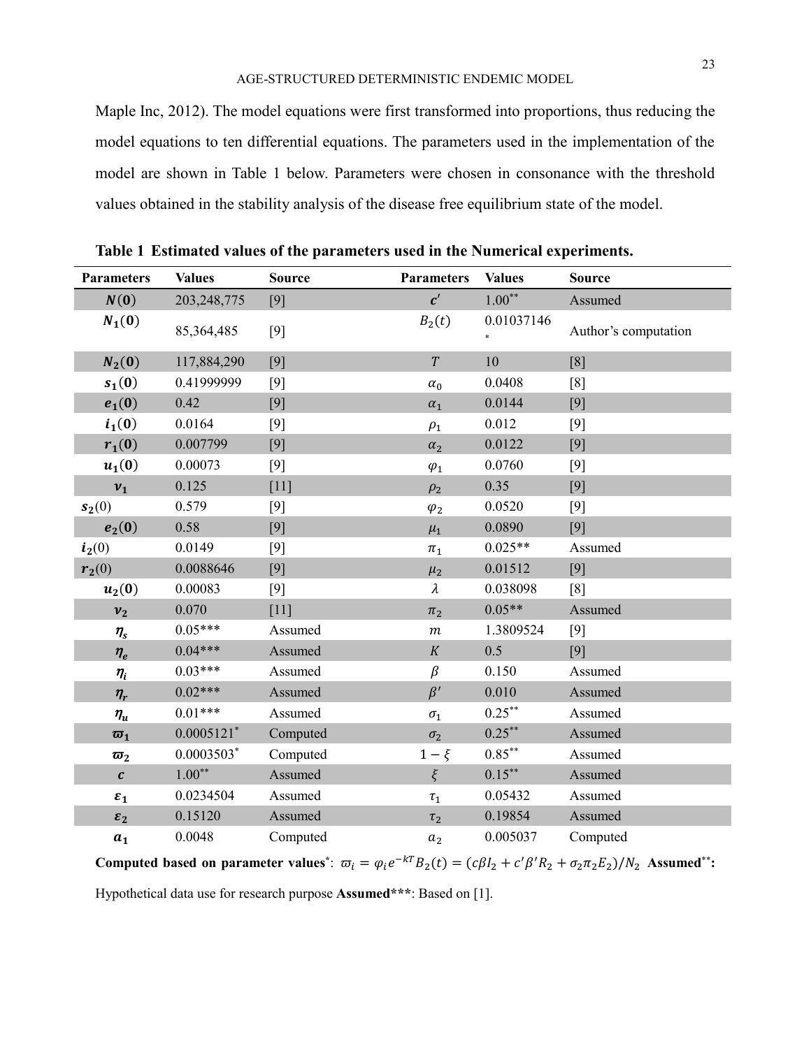Maple Inc, 2012). The model equations were first transformed into proportions, thus reducing the model equations to ten differential equations. The parameters used in the implementation of the model are shown in Table 1 below. Parameters were chosen in consonance with the threshold values obtained in the stability analysis of the disease free equilibrium state of the model.

**Table 1 Estimated values of the parameters used in the Numerical experiments.**

| Parameters | Values | Source | Parameters | Values | Source |
|---|---|---|---|---|---|
| $N(0)$ | 203,248,775 | [9] | $c'$ | 1.00** | Assumed |
| $N_1(0)$ | 85,364,485 | [9] | $B_2(t)$ | 0.01037146* | Author's computation |
| $N_2(0)$ | 117,884,290 | [9] | $T$ | 10 | [8] |
| $s_1(0)$ | 0.41999999 | [9] | $\alpha_0$ | 0.0408 | [8] |
| $e_1(0)$ | 0.42 | [9] | $\alpha_1$ | 0.0144 | [9] |
| $i_1(0)$ | 0.0164 | [9] | $\rho_1$ | 0.012 | [9] |
| $r_1(0)$ | 0.007799 | [9] | $\alpha_2$ | 0.0122 | [9] |
| $u_1(0)$ | 0.00073 | [9] | $\varphi_1$ | 0.0760 | [9] |
| $\nu_1$ | 0.125 | [11] | $\rho_2$ | 0.35 | [9] |
| $s_2(0)$ | 0.579 | [9] | $\varphi_2$ | 0.0520 | [9] |
| $e_2(0)$ | 0.58 | [9] | $\mu_1$ | 0.0890 | [9] |
| $i_2(0)$ | 0.0149 | [9] | $\pi_1$ | 0.025** | Assumed |
| $r_2(0)$ | 0.0088646 | [9] | $\mu_2$ | 0.01512 | [9] |
| $u_2(0)$ | 0.00083 | [9] | $\lambda$ | 0.038098 | [8] |
| $\nu_2$ | 0.070 | [11] | $\pi_2$ | 0.05** | Assumed |
| $\eta_s$ | 0.05*** | Assumed | $m$ | 1.3809524 | [9] |
| $\eta_e$ | 0.04*** | Assumed | $K$ | 0.5 | [9] |
| $\eta_i$ | 0.03*** | Assumed | $\beta$ | 0.150 | Assumed |
| $\eta_r$ | 0.02*** | Assumed | $\beta'$ | 0.010 | Assumed |
| $\eta_u$ | 0.01*** | Assumed | $\sigma_1$ | 0.25** | Assumed |
| $\varpi_1$ | 0.0005121* | Computed | $\sigma_2$ | 0.25** | Assumed |
| $\varpi_2$ | 0.0003503* | Computed | $1-\xi$ | 0.85** | Assumed |
| $c$ | 1.00** | Assumed | $\xi$ | 0.15** | Assumed |
| $\varepsilon_1$ | 0.0234504 | Assumed | $\tau_1$ | 0.05432 | Assumed |
| $\varepsilon_2$ | 0.15120 | Assumed | $\tau_2$ | 0.19854 | Assumed |
| $a_1$ | 0.0048 | Computed | $a_2$ | 0.005037 | Computed |

**Computed based on parameter values***: $\varpi_i = \varphi_i e^{-kT} B_2(t) = (c\beta I_2 + c'\beta' R_2 + \sigma_2 \pi_2 E_2)/N_2$ **Assumed****: Hypothetical data use for research purpose **Assumed*****: Based on [1].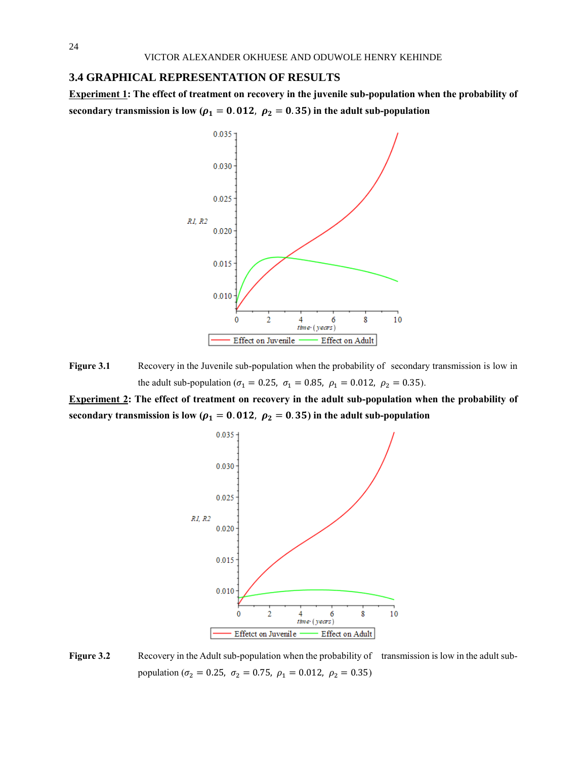### 3.4 GRAPHICAL REPRESENTATION OF RESULTS

**Experiment 1: The effect of treatment on recovery in the juvenile sub-population when the probability of secondary transmission is low ($\rho_1 = 0.012,\ \rho_2 = 0.35$) in the adult sub-population**

**Figure 3.1** Recovery in the Juvenile sub-population when the probability of secondary transmission is low in the adult sub-population ($\sigma_1 = 0.25,\ \sigma_1 = 0.85,\ \rho_1 = 0.012,\ \rho_2 = 0.35$).

**Experiment 2: The effect of treatment on recovery in the adult sub-population when the probability of secondary transmission is low ($\rho_1 = 0.012,\ \rho_2 = 0.35$) in the adult sub-population**

**Figure 3.2** Recovery in the Adult sub-population when the probability of transmission is low in the adult sub-population ($\sigma_2 = 0.25,\ \sigma_2 = 0.75,\ \rho_1 = 0.012,\ \rho_2 = 0.35$)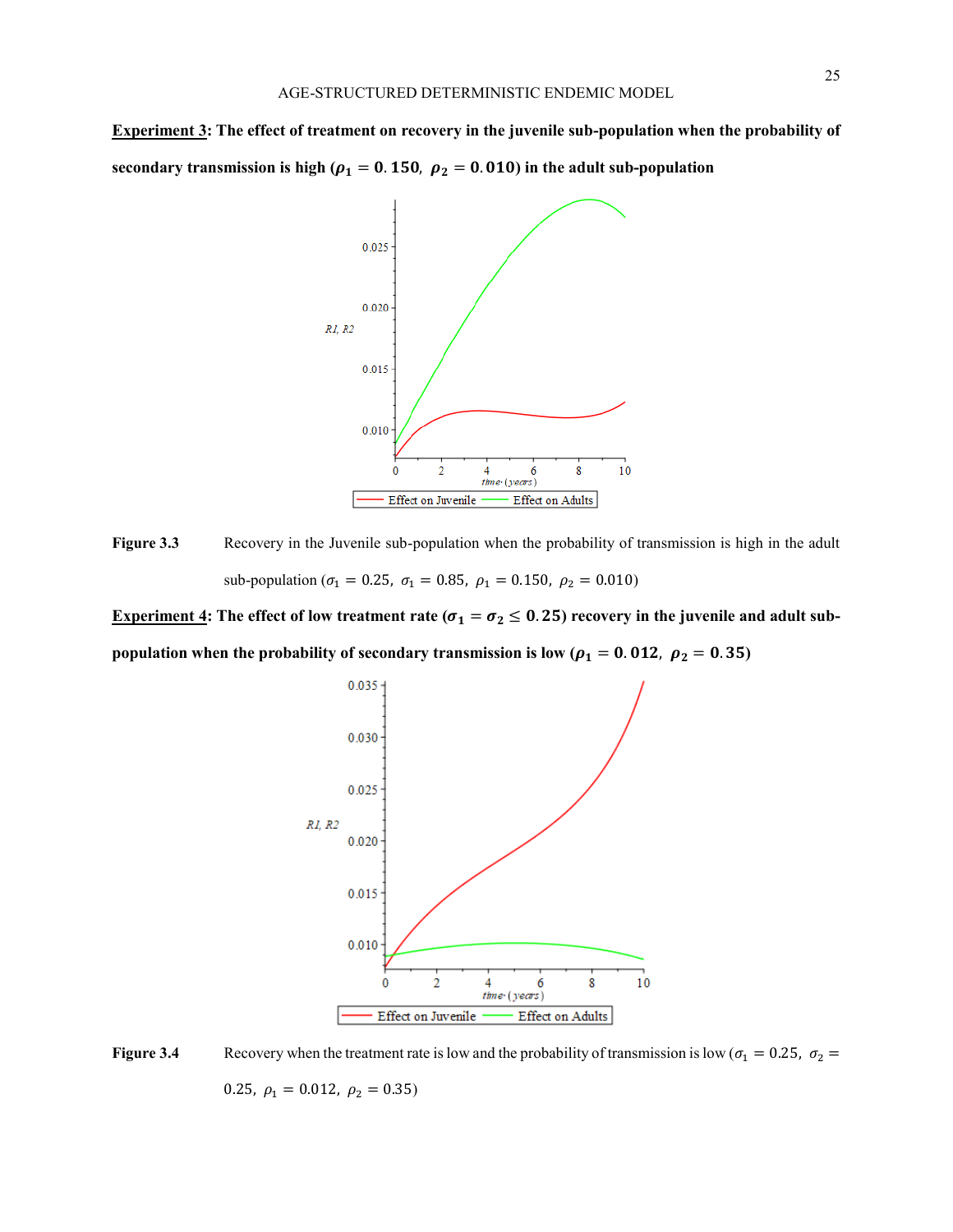**Experiment 3: The effect of treatment on recovery in the juvenile sub-population when the probability of secondary transmission is high ($\rho_1 = 0.150,\ \rho_2 = 0.010$) in the adult sub-population**

Figure 3.3 Recovery in the Juvenile sub-population when the probability of transmission is high in the adult sub-population ($\sigma_1 = 0.25,\ \sigma_1 = 0.85,\ \rho_1 = 0.150,\ \rho_2 = 0.010$)

**Experiment 4: The effect of low treatment rate ($\sigma_1 = \sigma_2 \leq 0.25$) recovery in the juvenile and adult sub-population when the probability of secondary transmission is low ($\rho_1 = 0.012,\ \rho_2 = 0.35$)**

Figure 3.4 Recovery when the treatment rate is low and the probability of transmission is low ($\sigma_1 = 0.25,\ \sigma_2 = 0.25,\ \rho_1 = 0.012,\ \rho_2 = 0.35$)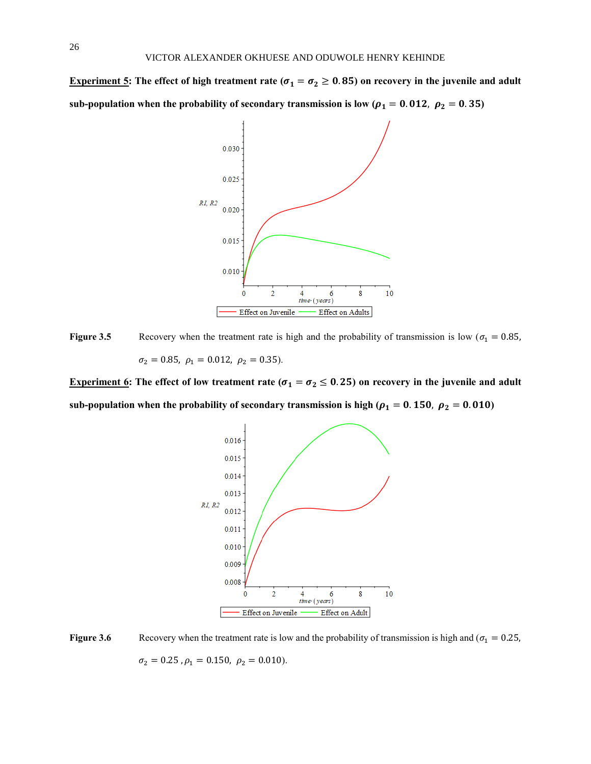**Experiment 5**: **The effect of high treatment rate ($\sigma_1 = \sigma_2 \geq 0.85$) on recovery in the juvenile and adult sub-population when the probability of secondary transmission is low ($\rho_1 = 0.012,\ \rho_2 = 0.35$)**

Figure 3.5 Recovery when the treatment rate is high and the probability of transmission is low ($\sigma_1 = 0.85$, $\sigma_2 = 0.85$, $\rho_1 = 0.012$, $\rho_2 = 0.35$).

**Experiment 6**: **The effect of low treatment rate ($\sigma_1 = \sigma_2 \leq 0.25$) on recovery in the juvenile and adult sub-population when the probability of secondary transmission is high ($\rho_1 = 0.150,\ \rho_2 = 0.010$)**

Figure 3.6 Recovery when the treatment rate is low and the probability of transmission is high and ($\sigma_1 = 0.25$, $\sigma_2 = 0.25$, $\rho_1 = 0.150$, $\rho_2 = 0.010$).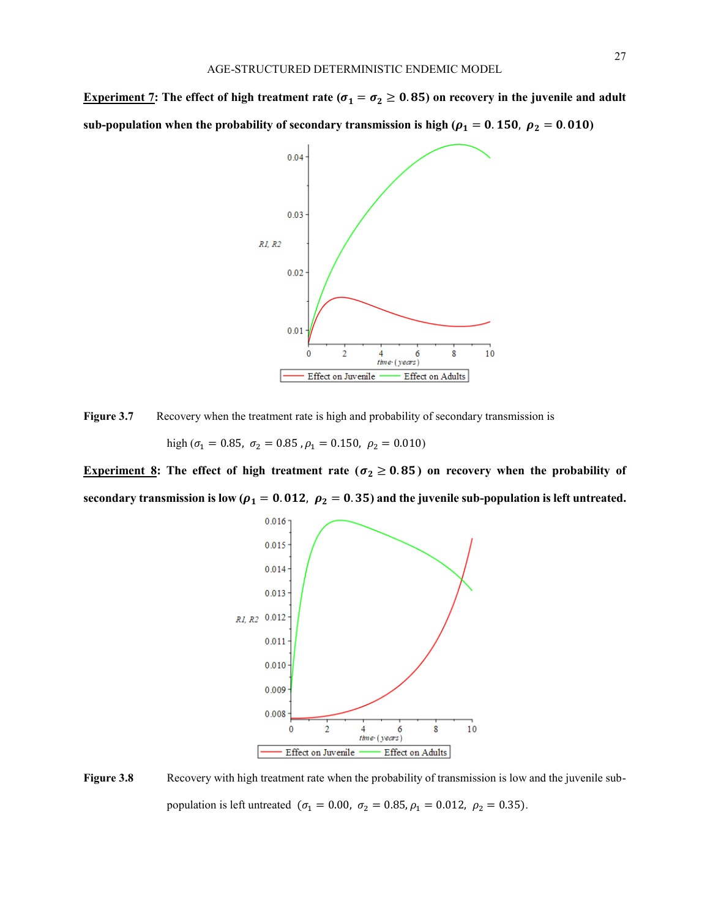**Experiment 7**: **The effect of high treatment rate ($\sigma_1 = \sigma_2 \geq 0.85$) on recovery in the juvenile and adult sub-population when the probability of secondary transmission is high ($\rho_1 = 0.150,\ \rho_2 = 0.010$)**

Figure 3.7 Recovery when the treatment rate is high and probability of secondary transmission is high ($\sigma_1 = 0.85,\ \sigma_2 = 0.85,\ \rho_1 = 0.150,\ \rho_2 = 0.010$)

**Experiment 8**: **The effect of high treatment rate ($\sigma_2 \geq 0.85$) on recovery when the probability of secondary transmission is low ($\rho_1 = 0.012,\ \rho_2 = 0.35$) and the juvenile sub-population is left untreated.**

Figure 3.8 Recovery with high treatment rate when the probability of transmission is low and the juvenile sub-population is left untreated ($\sigma_1 = 0.00,\ \sigma_2 = 0.85, \rho_1 = 0.012,\ \rho_2 = 0.35$).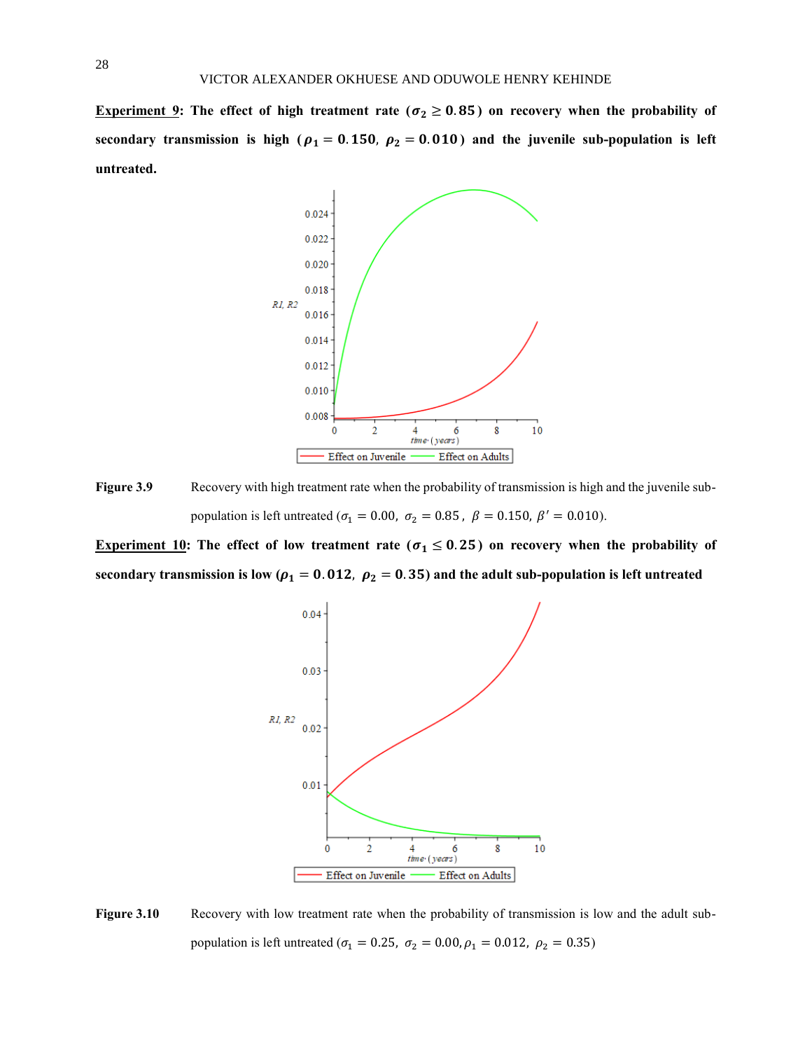**<u>Experiment 9</u>: The effect of high treatment rate ($\sigma_2 \geq 0.85$) on recovery when the probability of secondary transmission is high ($\rho_1 = 0.150,\ \rho_2 = 0.010$) and the juvenile sub-population is left untreated.**

**Figure 3.9** Recovery with high treatment rate when the probability of transmission is high and the juvenile sub-population is left untreated ($\sigma_1 = 0.00,\ \sigma_2 = 0.85,\ \beta = 0.150,\ \beta' = 0.010$).

**<u>Experiment 10</u>: The effect of low treatment rate ($\sigma_1 \leq 0.25$) on recovery when the probability of secondary transmission is low ($\rho_1 = 0.012,\ \rho_2 = 0.35$) and the adult sub-population is left untreated**

**Figure 3.10** Recovery with low treatment rate when the probability of transmission is low and the adult sub-population is left untreated ($\sigma_1 = 0.25,\ \sigma_2 = 0.00, \rho_1 = 0.012,\ \rho_2 = 0.35$)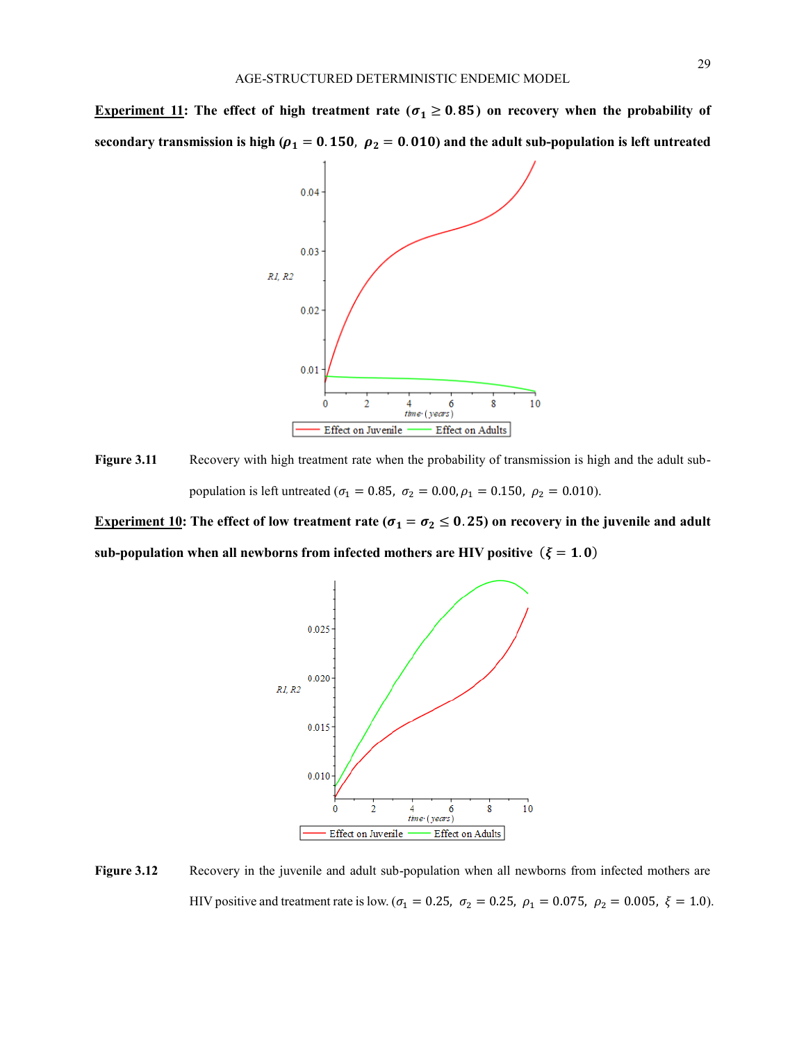**Experiment 11: The effect of high treatment rate ($\sigma_1 \geq 0.85$) on recovery when the probability of secondary transmission is high ($\rho_1 = 0.150,\ \rho_2 = 0.010$) and the adult sub-population is left untreated**

Figure 3.11 Recovery with high treatment rate when the probability of transmission is high and the adult sub-population is left untreated ($\sigma_1 = 0.85,\ \sigma_2 = 0.00, \rho_1 = 0.150,\ \rho_2 = 0.010$).

**Experiment 10: The effect of low treatment rate ($\sigma_1 = \sigma_2 \leq 0.25$) on recovery in the juvenile and adult sub-population when all newborns from infected mothers are HIV positive ($\xi = 1.0$)**

Figure 3.12 Recovery in the juvenile and adult sub-population when all newborns from infected mothers are HIV positive and treatment rate is low. ($\sigma_1 = 0.25,\ \sigma_2 = 0.25,\ \rho_1 = 0.075,\ \rho_2 = 0.005,\ \xi = 1.0$).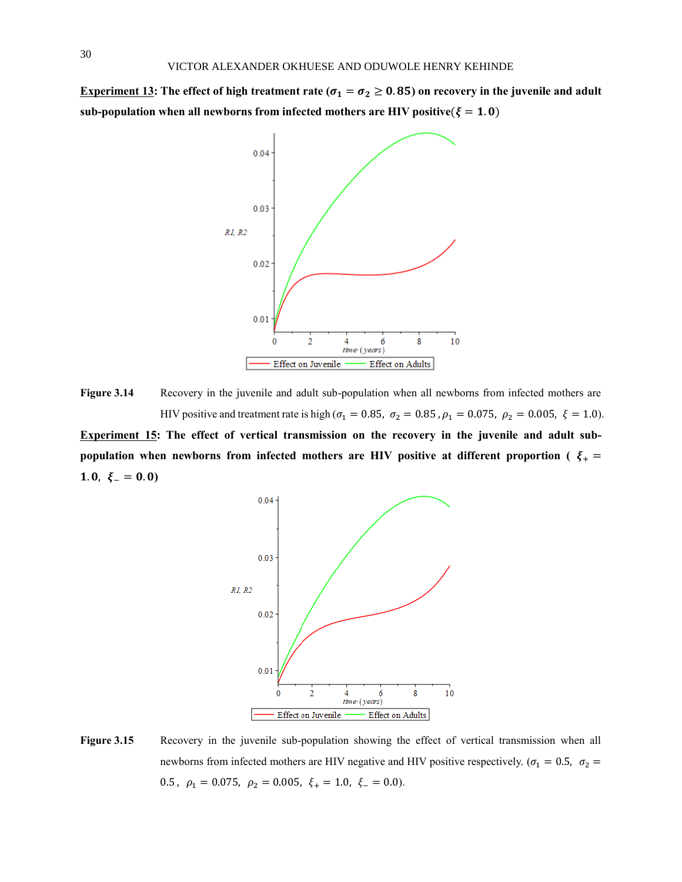**<u>Experiment 13</u>: The effect of high treatment rate ($\sigma_1 = \sigma_2 \geq 0.85$) on recovery in the juvenile and adult sub-population when all newborns from infected mothers are HIV positive($\xi = 1.0$)**

**Figure 3.14** Recovery in the juvenile and adult sub-population when all newborns from infected mothers are HIV positive and treatment rate is high ($\sigma_1 = 0.85$, $\sigma_2 = 0.85$, $\rho_1 = 0.075$, $\rho_2 = 0.005$, $\xi = 1.0$).

**<u>Experiment 15</u>: The effect of vertical transmission on the recovery in the juvenile and adult sub-population when newborns from infected mothers are HIV positive at different proportion ( $\xi_+ = 1.0$, $\xi_- = 0.0$)**

**Figure 3.15** Recovery in the juvenile sub-population showing the effect of vertical transmission when all newborns from infected mothers are HIV negative and HIV positive respectively. ($\sigma_1 = 0.5$, $\sigma_2 = 0.5$, $\rho_1 = 0.075$, $\rho_2 = 0.005$, $\xi_+ = 1.0$, $\xi_- = 0.0$).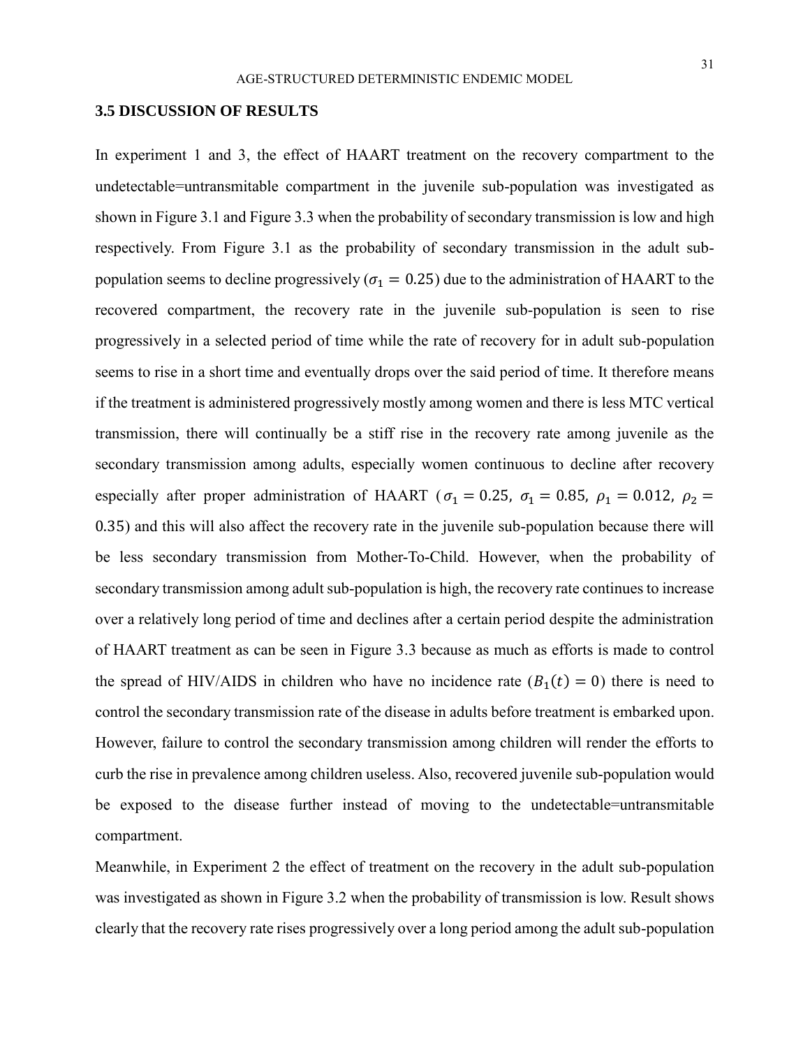### 3.5 DISCUSSION OF RESULTS

In experiment 1 and 3, the effect of HAART treatment on the recovery compartment to the undetectable=untransmitable compartment in the juvenile sub-population was investigated as shown in Figure 3.1 and Figure 3.3 when the probability of secondary transmission is low and high respectively. From Figure 3.1 as the probability of secondary transmission in the adult sub-population seems to decline progressively ($\sigma_1 = 0.25$) due to the administration of HAART to the recovered compartment, the recovery rate in the juvenile sub-population is seen to rise progressively in a selected period of time while the rate of recovery for in adult sub-population seems to rise in a short time and eventually drops over the said period of time. It therefore means if the treatment is administered progressively mostly among women and there is less MTC vertical transmission, there will continually be a stiff rise in the recovery rate among juvenile as the secondary transmission among adults, especially women continuous to decline after recovery especially after proper administration of HAART ($\sigma_1 = 0.25,\ \sigma_1 = 0.85,\ \rho_1 = 0.012,\ \rho_2 = 0.35$) and this will also affect the recovery rate in the juvenile sub-population because there will be less secondary transmission from Mother-To-Child. However, when the probability of secondary transmission among adult sub-population is high, the recovery rate continues to increase over a relatively long period of time and declines after a certain period despite the administration of HAART treatment as can be seen in Figure 3.3 because as much as efforts is made to control the spread of HIV/AIDS in children who have no incidence rate ($B_1(t) = 0$) there is need to control the secondary transmission rate of the disease in adults before treatment is embarked upon. However, failure to control the secondary transmission among children will render the efforts to curb the rise in prevalence among children useless. Also, recovered juvenile sub-population would be exposed to the disease further instead of moving to the undetectable=untransmitable compartment.

Meanwhile, in Experiment 2 the effect of treatment on the recovery in the adult sub-population was investigated as shown in Figure 3.2 when the probability of transmission is low. Result shows clearly that the recovery rate rises progressively over a long period among the adult sub-population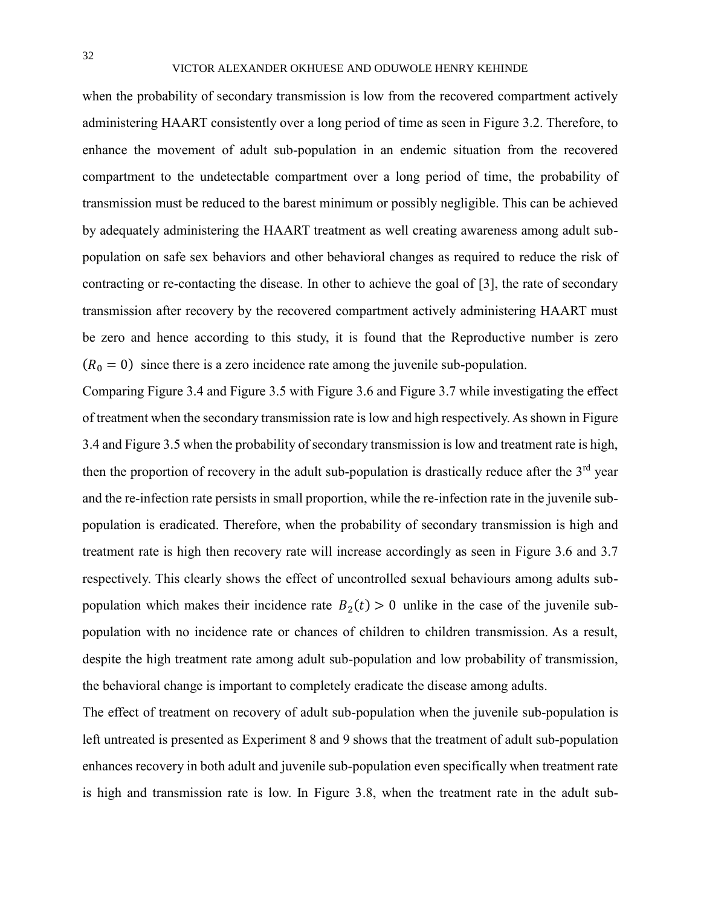when the probability of secondary transmission is low from the recovered compartment actively administering HAART consistently over a long period of time as seen in Figure 3.2. Therefore, to enhance the movement of adult sub-population in an endemic situation from the recovered compartment to the undetectable compartment over a long period of time, the probability of transmission must be reduced to the barest minimum or possibly negligible. This can be achieved by adequately administering the HAART treatment as well creating awareness among adult sub-population on safe sex behaviors and other behavioral changes as required to reduce the risk of contracting or re-contacting the disease. In other to achieve the goal of [3], the rate of secondary transmission after recovery by the recovered compartment actively administering HAART must be zero and hence according to this study, it is found that the Reproductive number is zero $(R_0 = 0)$ since there is a zero incidence rate among the juvenile sub-population.

Comparing Figure 3.4 and Figure 3.5 with Figure 3.6 and Figure 3.7 while investigating the effect of treatment when the secondary transmission rate is low and high respectively. As shown in Figure 3.4 and Figure 3.5 when the probability of secondary transmission is low and treatment rate is high, then the proportion of recovery in the adult sub-population is drastically reduce after the 3rd year and the re-infection rate persists in small proportion, while the re-infection rate in the juvenile sub-population is eradicated. Therefore, when the probability of secondary transmission is high and treatment rate is high then recovery rate will increase accordingly as seen in Figure 3.6 and 3.7 respectively. This clearly shows the effect of uncontrolled sexual behaviours among adults sub-population which makes their incidence rate $B_2(t) > 0$ unlike in the case of the juvenile sub-population with no incidence rate or chances of children to children transmission. As a result, despite the high treatment rate among adult sub-population and low probability of transmission, the behavioral change is important to completely eradicate the disease among adults.

The effect of treatment on recovery of adult sub-population when the juvenile sub-population is left untreated is presented as Experiment 8 and 9 shows that the treatment of adult sub-population enhances recovery in both adult and juvenile sub-population even specifically when treatment rate is high and transmission rate is low. In Figure 3.8, when the treatment rate in the adult sub-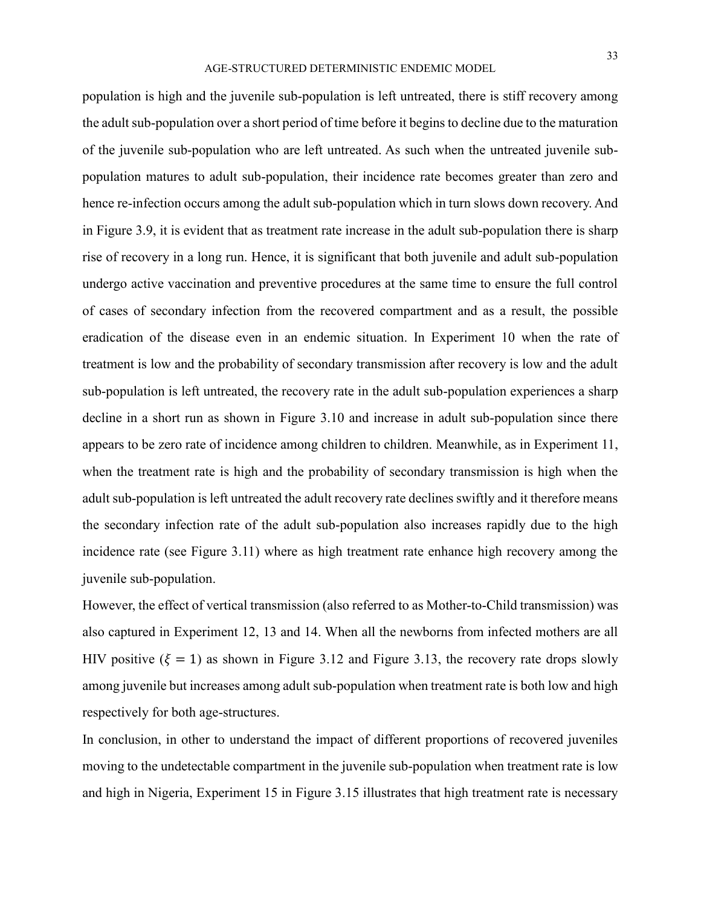population is high and the juvenile sub-population is left untreated, there is stiff recovery among the adult sub-population over a short period of time before it begins to decline due to the maturation of the juvenile sub-population who are left untreated. As such when the untreated juvenile sub-population matures to adult sub-population, their incidence rate becomes greater than zero and hence re-infection occurs among the adult sub-population which in turn slows down recovery. And in Figure 3.9, it is evident that as treatment rate increase in the adult sub-population there is sharp rise of recovery in a long run. Hence, it is significant that both juvenile and adult sub-population undergo active vaccination and preventive procedures at the same time to ensure the full control of cases of secondary infection from the recovered compartment and as a result, the possible eradication of the disease even in an endemic situation. In Experiment 10 when the rate of treatment is low and the probability of secondary transmission after recovery is low and the adult sub-population is left untreated, the recovery rate in the adult sub-population experiences a sharp decline in a short run as shown in Figure 3.10 and increase in adult sub-population since there appears to be zero rate of incidence among children to children. Meanwhile, as in Experiment 11, when the treatment rate is high and the probability of secondary transmission is high when the adult sub-population is left untreated the adult recovery rate declines swiftly and it therefore means the secondary infection rate of the adult sub-population also increases rapidly due to the high incidence rate (see Figure 3.11) where as high treatment rate enhance high recovery among the juvenile sub-population.

However, the effect of vertical transmission (also referred to as Mother-to-Child transmission) was also captured in Experiment 12, 13 and 14. When all the newborns from infected mothers are all HIV positive ($\xi = 1$) as shown in Figure 3.12 and Figure 3.13, the recovery rate drops slowly among juvenile but increases among adult sub-population when treatment rate is both low and high respectively for both age-structures.

In conclusion, in other to understand the impact of different proportions of recovered juveniles moving to the undetectable compartment in the juvenile sub-population when treatment rate is low and high in Nigeria, Experiment 15 in Figure 3.15 illustrates that high treatment rate is necessary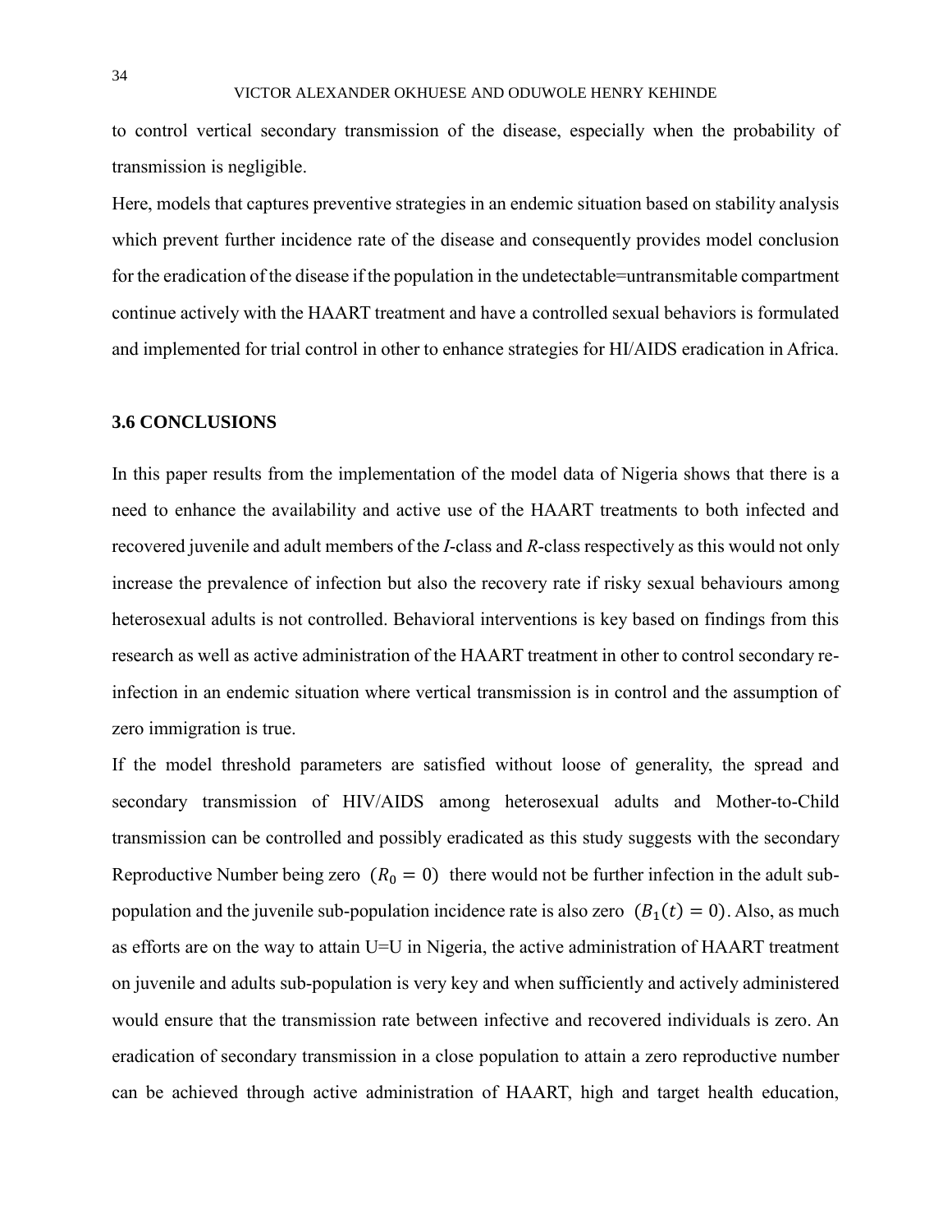to control vertical secondary transmission of the disease, especially when the probability of transmission is negligible.

Here, models that captures preventive strategies in an endemic situation based on stability analysis which prevent further incidence rate of the disease and consequently provides model conclusion for the eradication of the disease if the population in the undetectable=untransmitable compartment continue actively with the HAART treatment and have a controlled sexual behaviors is formulated and implemented for trial control in other to enhance strategies for HI/AIDS eradication in Africa.

### 3.6 CONCLUSIONS

In this paper results from the implementation of the model data of Nigeria shows that there is a need to enhance the availability and active use of the HAART treatments to both infected and recovered juvenile and adult members of the *I*-class and *R*-class respectively as this would not only increase the prevalence of infection but also the recovery rate if risky sexual behaviours among heterosexual adults is not controlled. Behavioral interventions is key based on findings from this research as well as active administration of the HAART treatment in other to control secondary re-infection in an endemic situation where vertical transmission is in control and the assumption of zero immigration is true.

If the model threshold parameters are satisfied without loose of generality, the spread and secondary transmission of HIV/AIDS among heterosexual adults and Mother-to-Child transmission can be controlled and possibly eradicated as this study suggests with the secondary Reproductive Number being zero $(R_0 = 0)$ there would not be further infection in the adult sub-population and the juvenile sub-population incidence rate is also zero $(B_1(t) = 0)$. Also, as much as efforts are on the way to attain U=U in Nigeria, the active administration of HAART treatment on juvenile and adults sub-population is very key and when sufficiently and actively administered would ensure that the transmission rate between infective and recovered individuals is zero. An eradication of secondary transmission in a close population to attain a zero reproductive number can be achieved through active administration of HAART, high and target health education,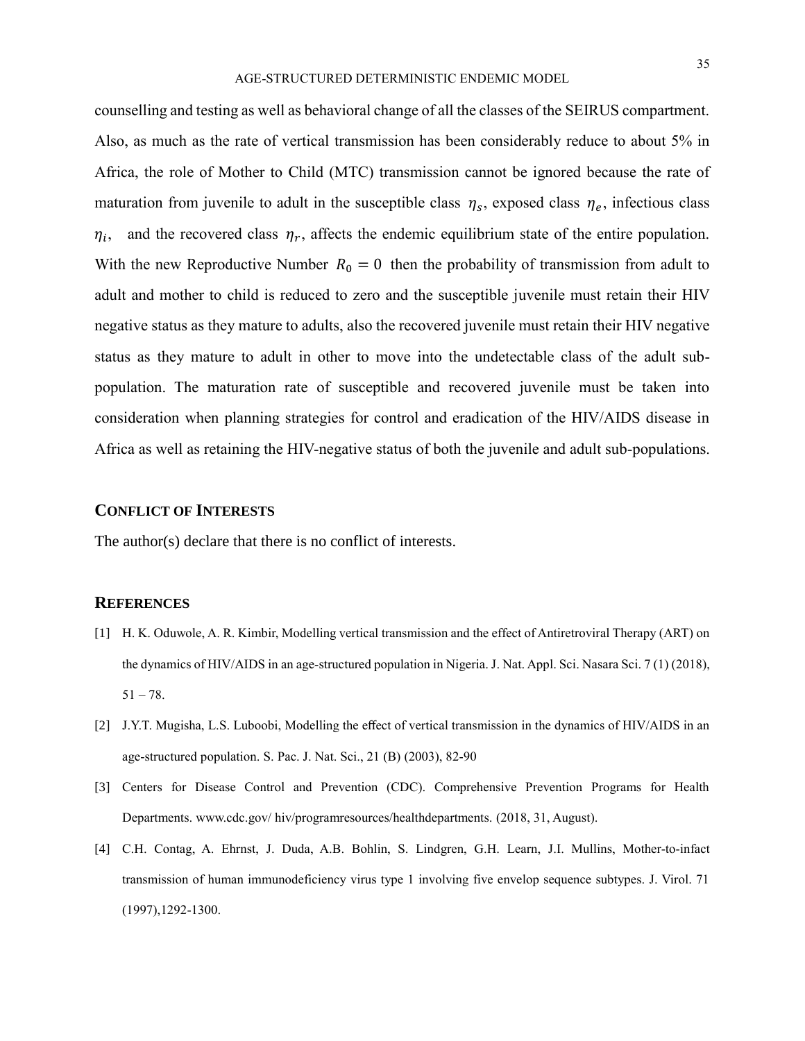counselling and testing as well as behavioral change of all the classes of the SEIRUS compartment. Also, as much as the rate of vertical transmission has been considerably reduce to about 5% in Africa, the role of Mother to Child (MTC) transmission cannot be ignored because the rate of maturation from juvenile to adult in the susceptible class $\eta_s$, exposed class $\eta_e$, infectious class $\eta_i$, and the recovered class $\eta_r$, affects the endemic equilibrium state of the entire population. With the new Reproductive Number $R_0 = 0$ then the probability of transmission from adult to adult and mother to child is reduced to zero and the susceptible juvenile must retain their HIV negative status as they mature to adults, also the recovered juvenile must retain their HIV negative status as they mature to adult in other to move into the undetectable class of the adult sub-population. The maturation rate of susceptible and recovered juvenile must be taken into consideration when planning strategies for control and eradication of the HIV/AIDS disease in Africa as well as retaining the HIV-negative status of both the juvenile and adult sub-populations.

## CONFLICT OF INTERESTS

The author(s) declare that there is no conflict of interests.

## REFERENCES

[1] H. K. Oduwole, A. R. Kimbir, Modelling vertical transmission and the effect of Antiretroviral Therapy (ART) on the dynamics of HIV/AIDS in an age-structured population in Nigeria. J. Nat. Appl. Sci. Nasara Sci. 7 (1) (2018), 51 – 78.

[2] J.Y.T. Mugisha, L.S. Luboobi, Modelling the effect of vertical transmission in the dynamics of HIV/AIDS in an age-structured population. S. Pac. J. Nat. Sci., 21 (B) (2003), 82-90

[3] Centers for Disease Control and Prevention (CDC). Comprehensive Prevention Programs for Health Departments. www.cdc.gov/ hiv/programresources/healthdepartments. (2018, 31, August).

[4] C.H. Contag, A. Ehrnst, J. Duda, A.B. Bohlin, S. Lindgren, G.H. Learn, J.I. Mullins, Mother-to-infact transmission of human immunodeficiency virus type 1 involving five envelop sequence subtypes. J. Virol. 71 (1997),1292-1300.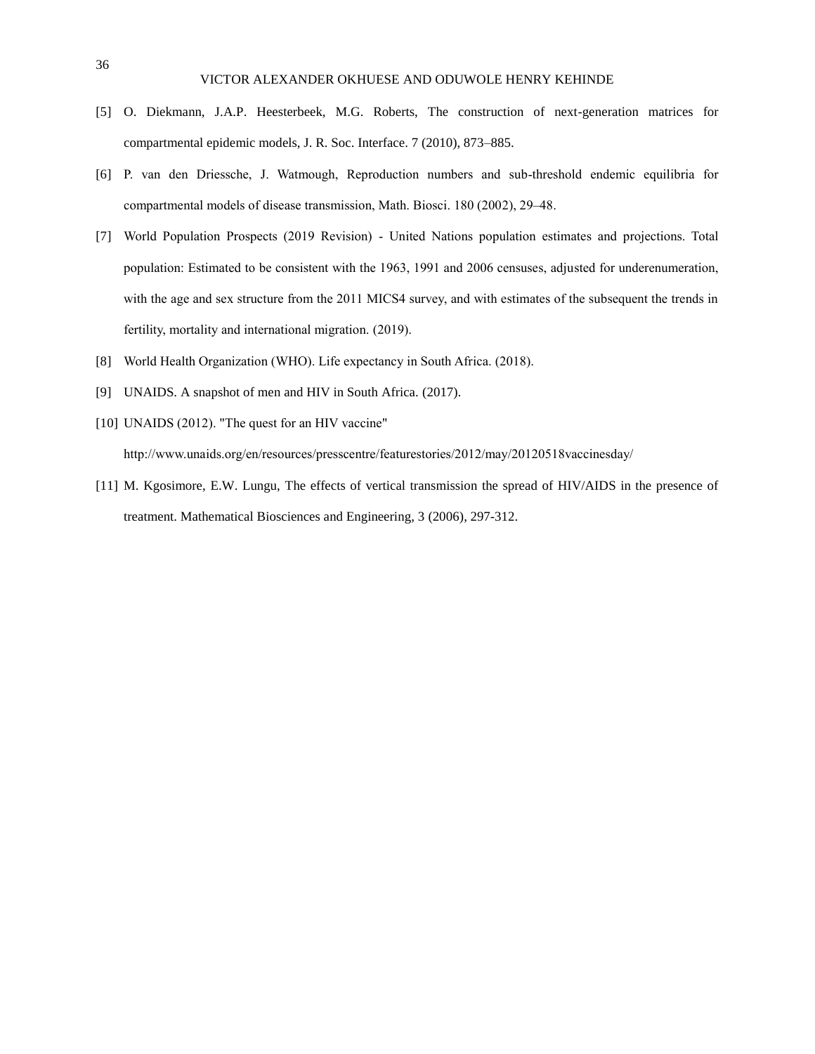[5] O. Diekmann, J.A.P. Heesterbeek, M.G. Roberts, The construction of next-generation matrices for compartmental epidemic models, J. R. Soc. Interface. 7 (2010), 873–885.

[6] P. van den Driessche, J. Watmough, Reproduction numbers and sub-threshold endemic equilibria for compartmental models of disease transmission, Math. Biosci. 180 (2002), 29–48.

[7] World Population Prospects (2019 Revision) - United Nations population estimates and projections. Total population: Estimated to be consistent with the 1963, 1991 and 2006 censuses, adjusted for underenumeration, with the age and sex structure from the 2011 MICS4 survey, and with estimates of the subsequent the trends in fertility, mortality and international migration. (2019).

[8] World Health Organization (WHO). Life expectancy in South Africa. (2018).

[9] UNAIDS. A snapshot of men and HIV in South Africa. (2017).

[10] UNAIDS (2012). "The quest for an HIV vaccine" http://www.unaids.org/en/resources/presscentre/featurestories/2012/may/20120518vaccinesday/

[11] M. Kgosimore, E.W. Lungu, The effects of vertical transmission the spread of HIV/AIDS in the presence of treatment. Mathematical Biosciences and Engineering, 3 (2006), 297-312.